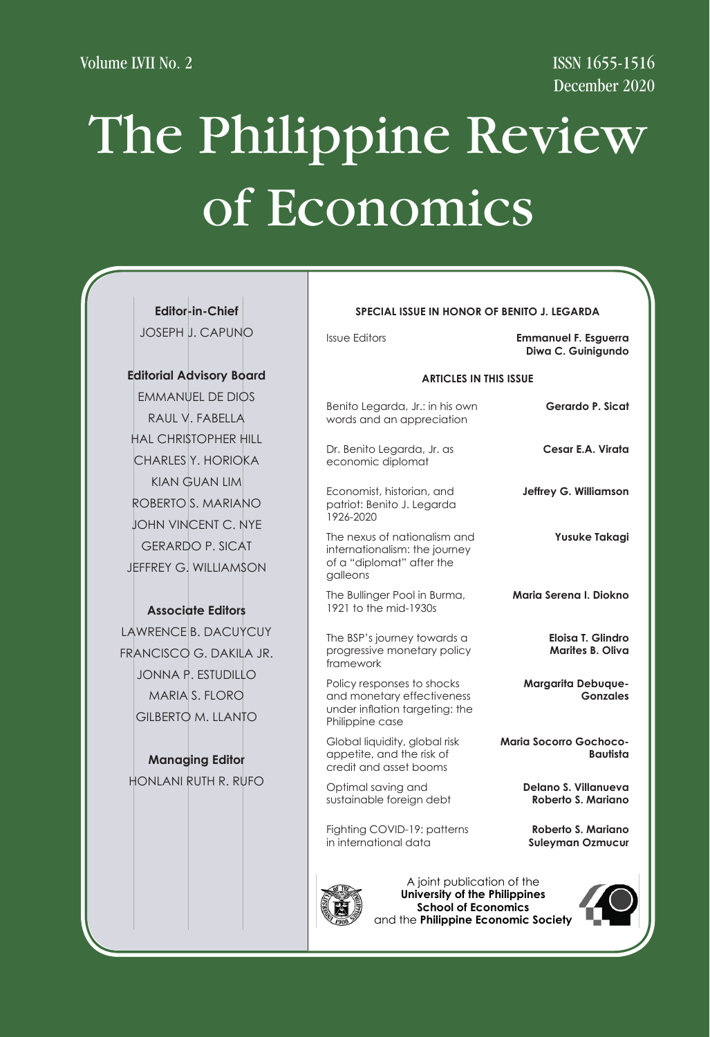Volume LVII No. 2

ISSN 1655-1516
December 2020

# The Philippine Review of Economics

**Editor-in-Chief**
JOSEPH J. CAPUNO

**Editorial Advisory Board**
EMMANUEL DE DIOS
RAUL V. FABELLA
HAL CHRISTOPHER HILL
CHARLES Y. HORIOKA
KIAN GUAN LIM
ROBERTO S. MARIANO
JOHN VINCENT C. NYE
GERARDO P. SICAT
JEFFREY G. WILLIAMSON

**Associate Editors**
LAWRENCE B. DACUYCUY
FRANCISCO G. DAKILA JR.
JONNA P. ESTUDILLO
MARIA S. FLORO
GILBERTO M. LLANTO

**Managing Editor**
HONLANI RUTH R. RUFO

**SPECIAL ISSUE IN HONOR OF BENITO J. LEGARDA**

Issue Editors — **Emmanuel F. Esguerra**, **Diwa C. Guinigundo**

**ARTICLES IN THIS ISSUE**

| Article | Author(s) |
|---|---|
| Benito Legarda, Jr.: in his own words and an appreciation | **Gerardo P. Sicat** |
| Dr. Benito Legarda, Jr. as economic diplomat | **Cesar E.A. Virata** |
| Economist, historian, and patriot: Benito J. Legarda 1926-2020 | **Jeffrey G. Williamson** |
| The nexus of nationalism and internationalism: the journey of a "diplomat" after the galleons | **Yusuke Takagi** |
| The Bullinger Pool in Burma, 1921 to the mid-1930s | **Maria Serena I. Diokno** |
| The BSP's journey towards a progressive monetary policy framework | **Eloisa T. Glindro**, **Marites B. Oliva** |
| Policy responses to shocks and monetary effectiveness under inflation targeting: the Philippine case | **Margarita Debuque-Gonzales** |
| Global liquidity, global risk appetite, and the risk of credit and asset booms | **Maria Socorro Gochoco-Bautista** |
| Optimal saving and sustainable foreign debt | **Delano S. Villanueva**, **Roberto S. Mariano** |
| Fighting COVID-19: patterns in international data | **Roberto S. Mariano**, **Suleyman Ozmucur** |

A joint publication of the
**University of the Philippines School of Economics**
and the **Philippine Economic Society**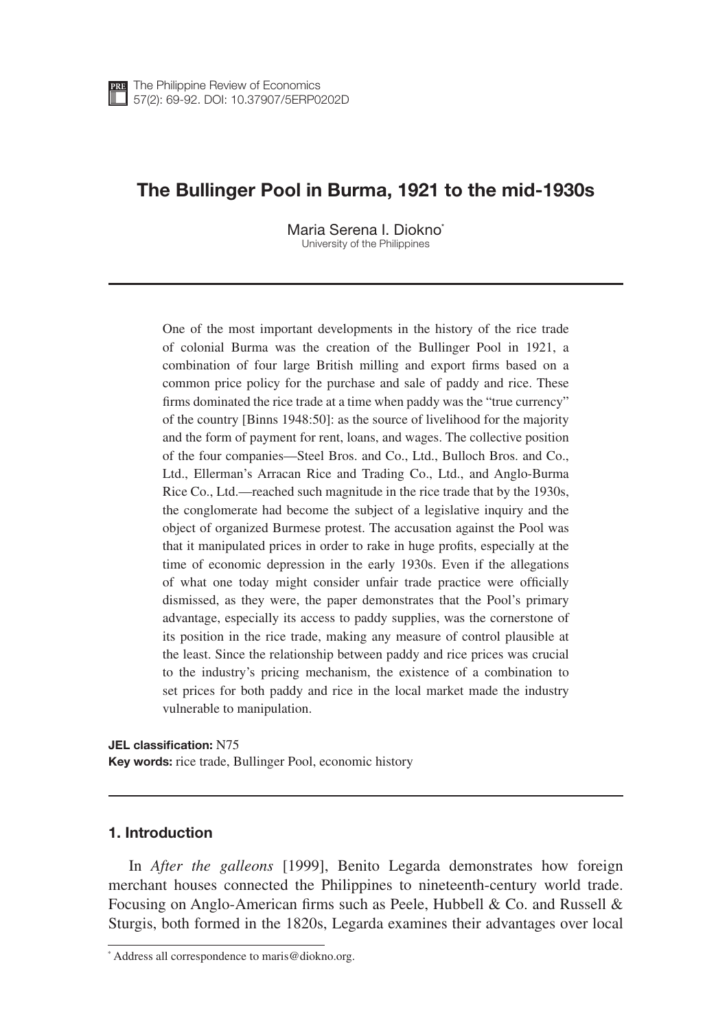# The Bullinger Pool in Burma, 1921 to the mid-1930s

Maria Serena I. Diokno[*]
University of the Philippines

One of the most important developments in the history of the rice trade of colonial Burma was the creation of the Bullinger Pool in 1921, a combination of four large British milling and export firms based on a common price policy for the purchase and sale of paddy and rice. These firms dominated the rice trade at a time when paddy was the "true currency" of the country [Binns 1948:50]: as the source of livelihood for the majority and the form of payment for rent, loans, and wages. The collective position of the four companies—Steel Bros. and Co., Ltd., Bulloch Bros. and Co., Ltd., Ellerman's Arracan Rice and Trading Co., Ltd., and Anglo-Burma Rice Co., Ltd.—reached such magnitude in the rice trade that by the 1930s, the conglomerate had become the subject of a legislative inquiry and the object of organized Burmese protest. The accusation against the Pool was that it manipulated prices in order to rake in huge profits, especially at the time of economic depression in the early 1930s. Even if the allegations of what one today might consider unfair trade practice were officially dismissed, as they were, the paper demonstrates that the Pool's primary advantage, especially its access to paddy supplies, was the cornerstone of its position in the rice trade, making any measure of control plausible at the least. Since the relationship between paddy and rice prices was crucial to the industry's pricing mechanism, the existence of a combination to set prices for both paddy and rice in the local market made the industry vulnerable to manipulation.

**JEL classification:** N75
**Key words:** rice trade, Bullinger Pool, economic history

## 1. Introduction

In *After the galleons* [1999], Benito Legarda demonstrates how foreign merchant houses connected the Philippines to nineteenth-century world trade. Focusing on Anglo-American firms such as Peele, Hubbell & Co. and Russell & Sturgis, both formed in the 1820s, Legarda examines their advantages over local

[*] Address all correspondence to maris@diokno.org.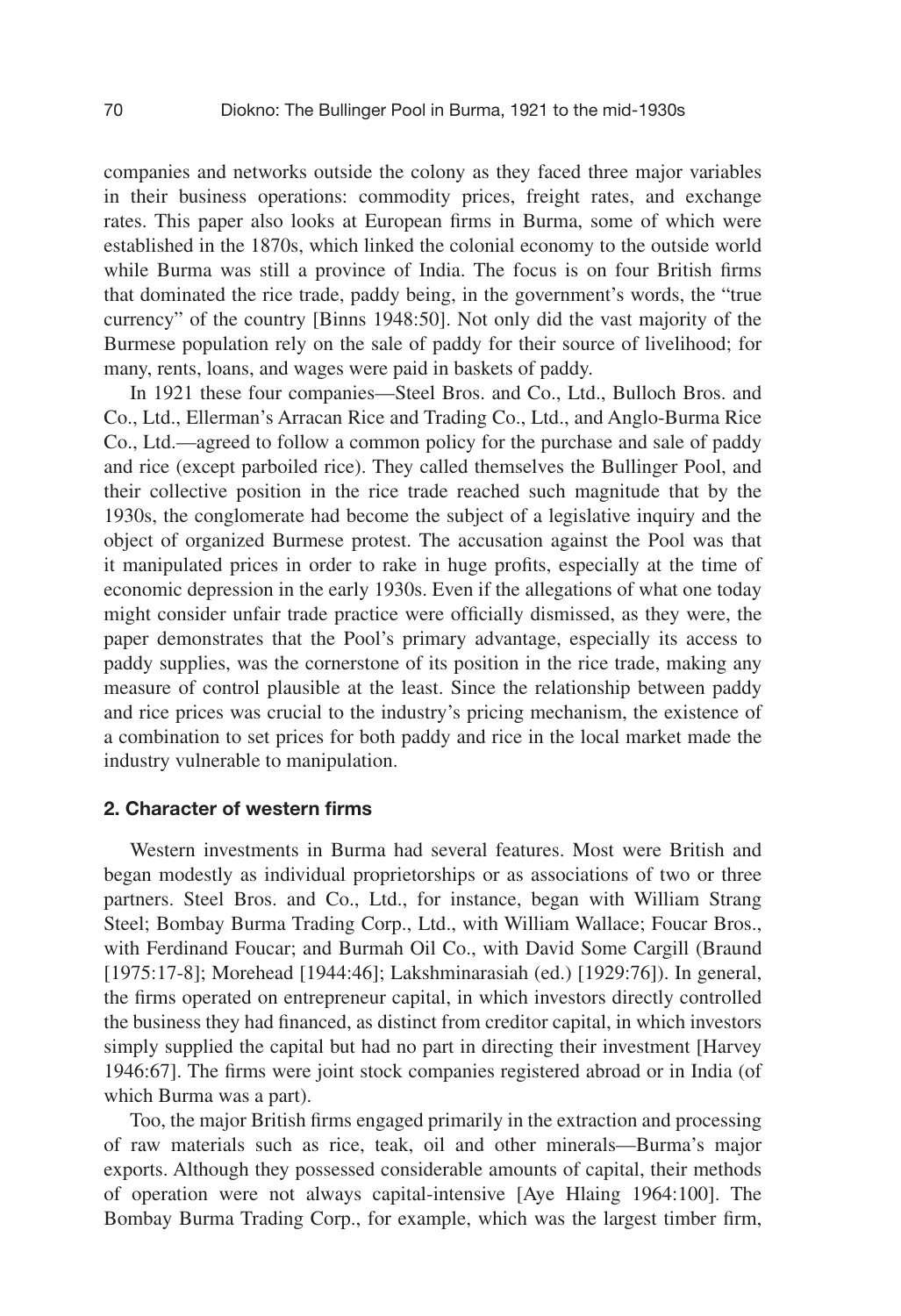companies and networks outside the colony as they faced three major variables in their business operations: commodity prices, freight rates, and exchange rates. This paper also looks at European firms in Burma, some of which were established in the 1870s, which linked the colonial economy to the outside world while Burma was still a province of India. The focus is on four British firms that dominated the rice trade, paddy being, in the government's words, the "true currency" of the country [Binns 1948:50]. Not only did the vast majority of the Burmese population rely on the sale of paddy for their source of livelihood; for many, rents, loans, and wages were paid in baskets of paddy.

In 1921 these four companies—Steel Bros. and Co., Ltd., Bulloch Bros. and Co., Ltd., Ellerman's Arracan Rice and Trading Co., Ltd., and Anglo-Burma Rice Co., Ltd.—agreed to follow a common policy for the purchase and sale of paddy and rice (except parboiled rice). They called themselves the Bullinger Pool, and their collective position in the rice trade reached such magnitude that by the 1930s, the conglomerate had become the subject of a legislative inquiry and the object of organized Burmese protest. The accusation against the Pool was that it manipulated prices in order to rake in huge profits, especially at the time of economic depression in the early 1930s. Even if the allegations of what one today might consider unfair trade practice were officially dismissed, as they were, the paper demonstrates that the Pool's primary advantage, especially its access to paddy supplies, was the cornerstone of its position in the rice trade, making any measure of control plausible at the least. Since the relationship between paddy and rice prices was crucial to the industry's pricing mechanism, the existence of a combination to set prices for both paddy and rice in the local market made the industry vulnerable to manipulation.

## 2. Character of western firms

Western investments in Burma had several features. Most were British and began modestly as individual proprietorships or as associations of two or three partners. Steel Bros. and Co., Ltd., for instance, began with William Strang Steel; Bombay Burma Trading Corp., Ltd., with William Wallace; Foucar Bros., with Ferdinand Foucar; and Burmah Oil Co., with David Some Cargill (Braund [1975:17-8]; Morehead [1944:46]; Lakshminarasiah (ed.) [1929:76]). In general, the firms operated on entrepreneur capital, in which investors directly controlled the business they had financed, as distinct from creditor capital, in which investors simply supplied the capital but had no part in directing their investment [Harvey 1946:67]. The firms were joint stock companies registered abroad or in India (of which Burma was a part).

Too, the major British firms engaged primarily in the extraction and processing of raw materials such as rice, teak, oil and other minerals—Burma's major exports. Although they possessed considerable amounts of capital, their methods of operation were not always capital-intensive [Aye Hlaing 1964:100]. The Bombay Burma Trading Corp., for example, which was the largest timber firm,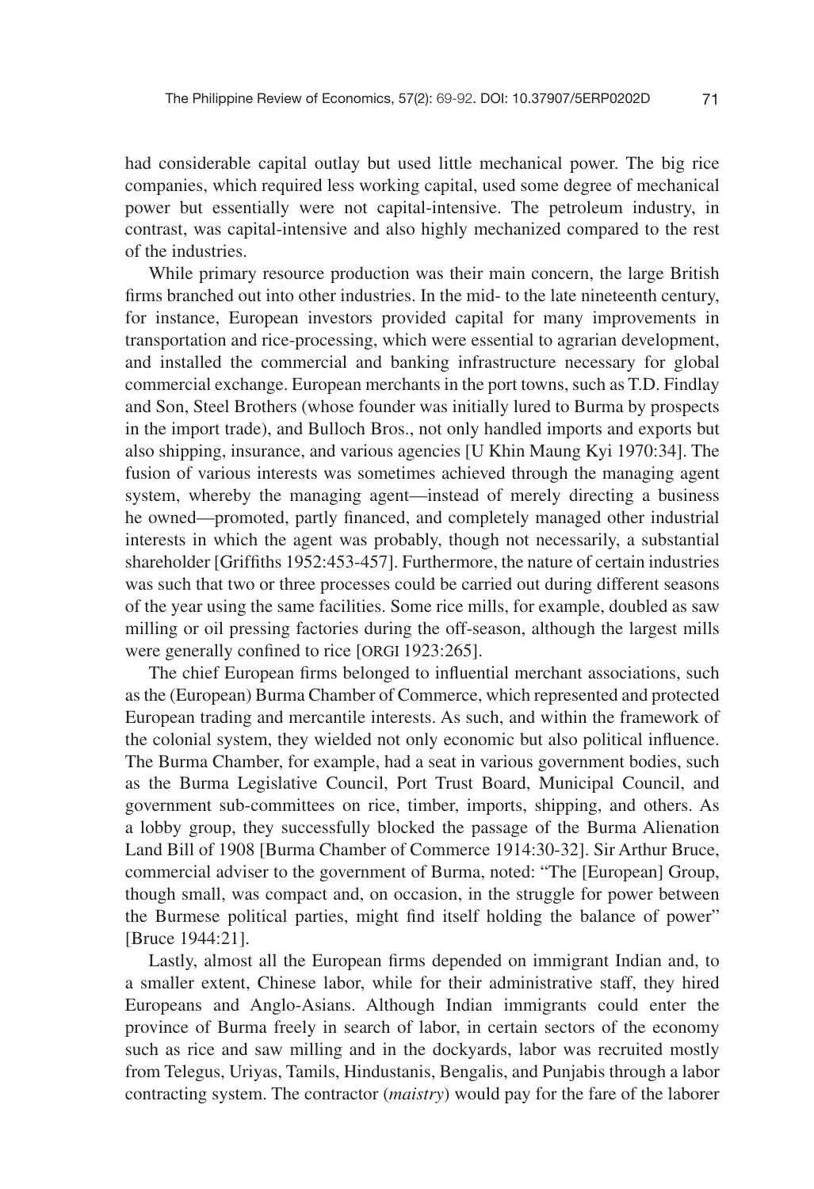had considerable capital outlay but used little mechanical power. The big rice companies, which required less working capital, used some degree of mechanical power but essentially were not capital-intensive. The petroleum industry, in contrast, was capital-intensive and also highly mechanized compared to the rest of the industries.

While primary resource production was their main concern, the large British firms branched out into other industries. In the mid- to the late nineteenth century, for instance, European investors provided capital for many improvements in transportation and rice-processing, which were essential to agrarian development, and installed the commercial and banking infrastructure necessary for global commercial exchange. European merchants in the port towns, such as T.D. Findlay and Son, Steel Brothers (whose founder was initially lured to Burma by prospects in the import trade), and Bulloch Bros., not only handled imports and exports but also shipping, insurance, and various agencies [U Khin Maung Kyi 1970:34]. The fusion of various interests was sometimes achieved through the managing agent system, whereby the managing agent—instead of merely directing a business he owned—promoted, partly financed, and completely managed other industrial interests in which the agent was probably, though not necessarily, a substantial shareholder [Griffiths 1952:453-457]. Furthermore, the nature of certain industries was such that two or three processes could be carried out during different seasons of the year using the same facilities. Some rice mills, for example, doubled as saw milling or oil pressing factories during the off-season, although the largest mills were generally confined to rice [ORGI 1923:265].

The chief European firms belonged to influential merchant associations, such as the (European) Burma Chamber of Commerce, which represented and protected European trading and mercantile interests. As such, and within the framework of the colonial system, they wielded not only economic but also political influence. The Burma Chamber, for example, had a seat in various government bodies, such as the Burma Legislative Council, Port Trust Board, Municipal Council, and government sub-committees on rice, timber, imports, shipping, and others. As a lobby group, they successfully blocked the passage of the Burma Alienation Land Bill of 1908 [Burma Chamber of Commerce 1914:30-32]. Sir Arthur Bruce, commercial adviser to the government of Burma, noted: "The [European] Group, though small, was compact and, on occasion, in the struggle for power between the Burmese political parties, might find itself holding the balance of power" [Bruce 1944:21].

Lastly, almost all the European firms depended on immigrant Indian and, to a smaller extent, Chinese labor, while for their administrative staff, they hired Europeans and Anglo-Asians. Although Indian immigrants could enter the province of Burma freely in search of labor, in certain sectors of the economy such as rice and saw milling and in the dockyards, labor was recruited mostly from Telegus, Uriyas, Tamils, Hindustanis, Bengalis, and Punjabis through a labor contracting system. The contractor (*maistry*) would pay for the fare of the laborer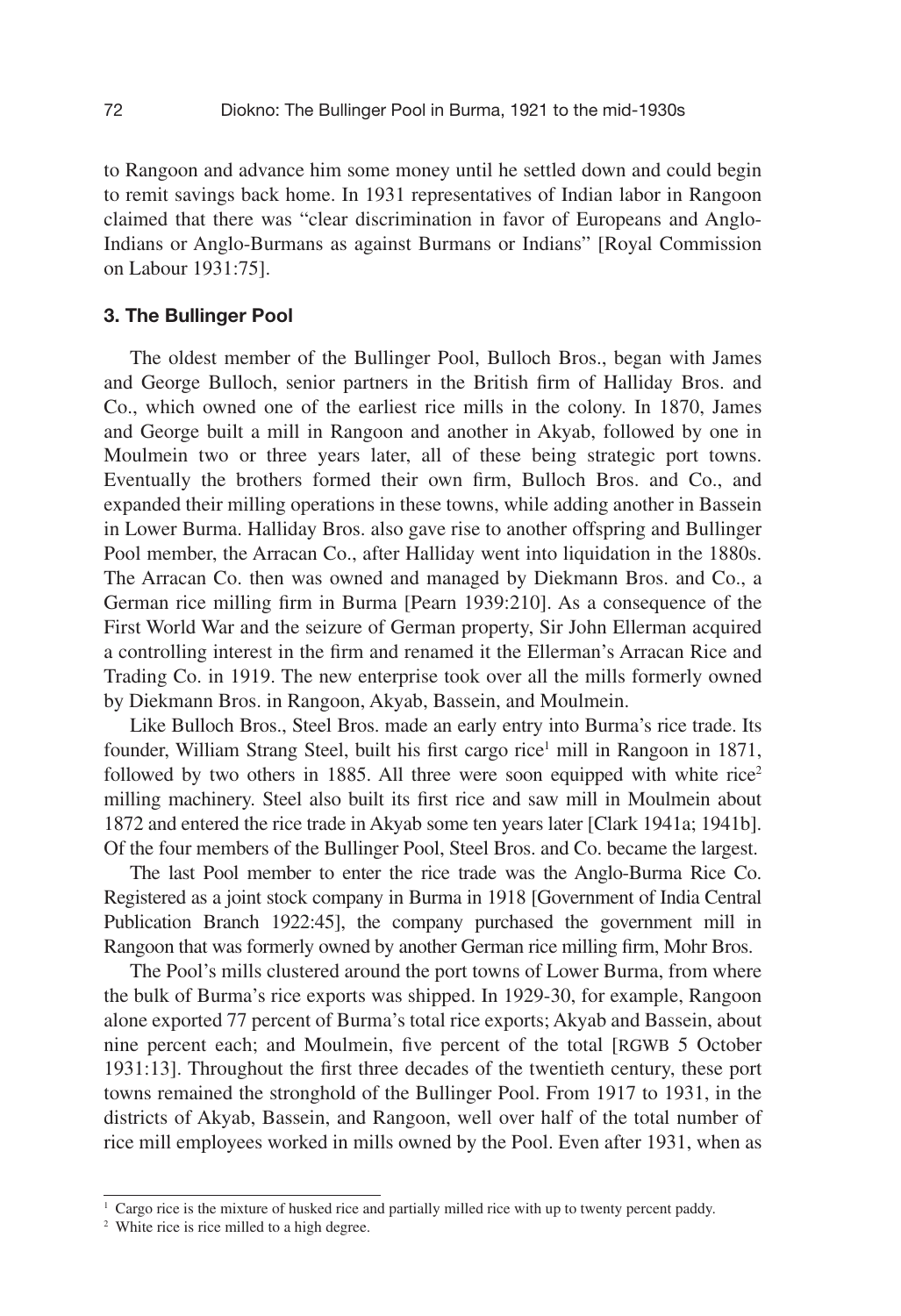to Rangoon and advance him some money until he settled down and could begin to remit savings back home. In 1931 representatives of Indian labor in Rangoon claimed that there was "clear discrimination in favor of Europeans and Anglo-Indians or Anglo-Burmans as against Burmans or Indians" [Royal Commission on Labour 1931:75].

### 3. The Bullinger Pool

The oldest member of the Bullinger Pool, Bulloch Bros., began with James and George Bulloch, senior partners in the British firm of Halliday Bros. and Co., which owned one of the earliest rice mills in the colony. In 1870, James and George built a mill in Rangoon and another in Akyab, followed by one in Moulmein two or three years later, all of these being strategic port towns. Eventually the brothers formed their own firm, Bulloch Bros. and Co., and expanded their milling operations in these towns, while adding another in Bassein in Lower Burma. Halliday Bros. also gave rise to another offspring and Bullinger Pool member, the Arracan Co., after Halliday went into liquidation in the 1880s. The Arracan Co. then was owned and managed by Diekmann Bros. and Co., a German rice milling firm in Burma [Pearn 1939:210]. As a consequence of the First World War and the seizure of German property, Sir John Ellerman acquired a controlling interest in the firm and renamed it the Ellerman's Arracan Rice and Trading Co. in 1919. The new enterprise took over all the mills formerly owned by Diekmann Bros. in Rangoon, Akyab, Bassein, and Moulmein.

Like Bulloch Bros., Steel Bros. made an early entry into Burma's rice trade. Its founder, William Strang Steel, built his first cargo rice[1] mill in Rangoon in 1871, followed by two others in 1885. All three were soon equipped with white rice[2] milling machinery. Steel also built its first rice and saw mill in Moulmein about 1872 and entered the rice trade in Akyab some ten years later [Clark 1941a; 1941b]. Of the four members of the Bullinger Pool, Steel Bros. and Co. became the largest.

The last Pool member to enter the rice trade was the Anglo-Burma Rice Co. Registered as a joint stock company in Burma in 1918 [Government of India Central Publication Branch 1922:45], the company purchased the government mill in Rangoon that was formerly owned by another German rice milling firm, Mohr Bros.

The Pool's mills clustered around the port towns of Lower Burma, from where the bulk of Burma's rice exports was shipped. In 1929-30, for example, Rangoon alone exported 77 percent of Burma's total rice exports; Akyab and Bassein, about nine percent each; and Moulmein, five percent of the total [RGWB 5 October 1931:13]. Throughout the first three decades of the twentieth century, these port towns remained the stronghold of the Bullinger Pool. From 1917 to 1931, in the districts of Akyab, Bassein, and Rangoon, well over half of the total number of rice mill employees worked in mills owned by the Pool. Even after 1931, when as

---

[1] Cargo rice is the mixture of husked rice and partially milled rice with up to twenty percent paddy.

[2] White rice is rice milled to a high degree.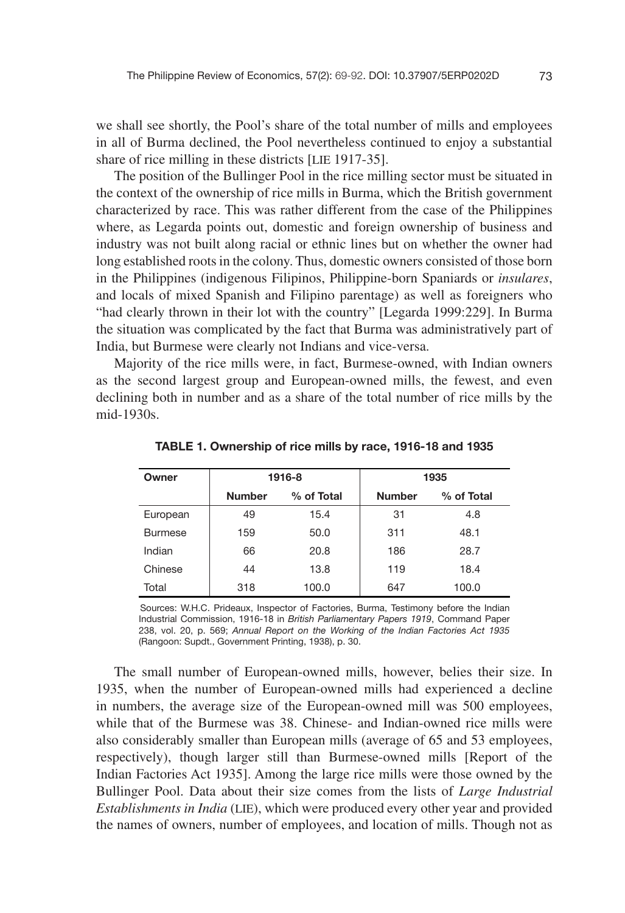we shall see shortly, the Pool's share of the total number of mills and employees in all of Burma declined, the Pool nevertheless continued to enjoy a substantial share of rice milling in these districts [LIE 1917-35].

The position of the Bullinger Pool in the rice milling sector must be situated in the context of the ownership of rice mills in Burma, which the British government characterized by race. This was rather different from the case of the Philippines where, as Legarda points out, domestic and foreign ownership of business and industry was not built along racial or ethnic lines but on whether the owner had long established roots in the colony. Thus, domestic owners consisted of those born in the Philippines (indigenous Filipinos, Philippine-born Spaniards or *insulares*, and locals of mixed Spanish and Filipino parentage) as well as foreigners who "had clearly thrown in their lot with the country" [Legarda 1999:229]. In Burma the situation was complicated by the fact that Burma was administratively part of India, but Burmese were clearly not Indians and vice-versa.

Majority of the rice mills were, in fact, Burmese-owned, with Indian owners as the second largest group and European-owned mills, the fewest, and even declining both in number and as a share of the total number of rice mills by the mid-1930s.

**TABLE 1. Ownership of rice mills by race, 1916-18 and 1935**

| Owner | 1916-8 | | 1935 | |
|---|---|---|---|---|
| | Number | % of Total | Number | % of Total |
| European | 49 | 15.4 | 31 | 4.8 |
| Burmese | 159 | 50.0 | 311 | 48.1 |
| Indian | 66 | 20.8 | 186 | 28.7 |
| Chinese | 44 | 13.8 | 119 | 18.4 |
| Total | 318 | 100.0 | 647 | 100.0 |

Sources: W.H.C. Prideaux, Inspector of Factories, Burma, Testimony before the Indian Industrial Commission, 1916-18 in *British Parliamentary Papers 1919*, Command Paper 238, vol. 20, p. 569; *Annual Report on the Working of the Indian Factories Act 1935* (Rangoon: Supdt., Government Printing, 1938), p. 30.

The small number of European-owned mills, however, belies their size. In 1935, when the number of European-owned mills had experienced a decline in numbers, the average size of the European-owned mill was 500 employees, while that of the Burmese was 38. Chinese- and Indian-owned rice mills were also considerably smaller than European mills (average of 65 and 53 employees, respectively), though larger still than Burmese-owned mills [Report of the Indian Factories Act 1935]. Among the large rice mills were those owned by the Bullinger Pool. Data about their size comes from the lists of *Large Industrial Establishments in India* (LIE), which were produced every other year and provided the names of owners, number of employees, and location of mills. Though not as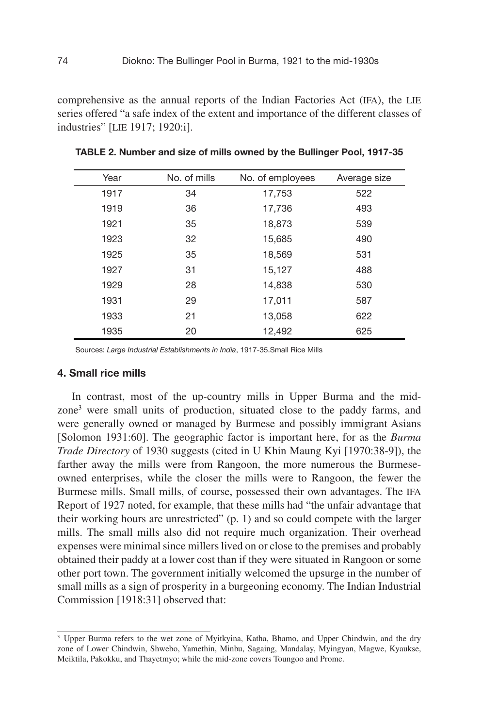comprehensive as the annual reports of the Indian Factories Act (IFA), the LIE series offered "a safe index of the extent and importance of the different classes of industries" [LIE 1917; 1920:i].

**TABLE 2. Number and size of mills owned by the Bullinger Pool, 1917-35**

| Year | No. of mills | No. of employees | Average size |
|---|---|---|---|
| 1917 | 34 | 17,753 | 522 |
| 1919 | 36 | 17,736 | 493 |
| 1921 | 35 | 18,873 | 539 |
| 1923 | 32 | 15,685 | 490 |
| 1925 | 35 | 18,569 | 531 |
| 1927 | 31 | 15,127 | 488 |
| 1929 | 28 | 14,838 | 530 |
| 1931 | 29 | 17,011 | 587 |
| 1933 | 21 | 13,058 | 622 |
| 1935 | 20 | 12,492 | 625 |

Sources: *Large Industrial Establishments in India*, 1917-35.Small Rice Mills

### 4. Small rice mills

In contrast, most of the up-country mills in Upper Burma and the mid-zone[3] were small units of production, situated close to the paddy farms, and were generally owned or managed by Burmese and possibly immigrant Asians [Solomon 1931:60]. The geographic factor is important here, for as the *Burma Trade Directory* of 1930 suggests (cited in U Khin Maung Kyi [1970:38-9]), the farther away the mills were from Rangoon, the more numerous the Burmese-owned enterprises, while the closer the mills were to Rangoon, the fewer the Burmese mills. Small mills, of course, possessed their own advantages. The IFA Report of 1927 noted, for example, that these mills had "the unfair advantage that their working hours are unrestricted" (p. 1) and so could compete with the larger mills. The small mills also did not require much organization. Their overhead expenses were minimal since millers lived on or close to the premises and probably obtained their paddy at a lower cost than if they were situated in Rangoon or some other port town. The government initially welcomed the upsurge in the number of small mills as a sign of prosperity in a burgeoning economy. The Indian Industrial Commission [1918:31] observed that:

[3] Upper Burma refers to the wet zone of Myitkyina, Katha, Bhamo, and Upper Chindwin, and the dry zone of Lower Chindwin, Shwebo, Yamethin, Minbu, Sagaing, Mandalay, Myingyan, Magwe, Kyaukse, Meiktila, Pakokku, and Thayetmyo; while the mid-zone covers Toungoo and Prome.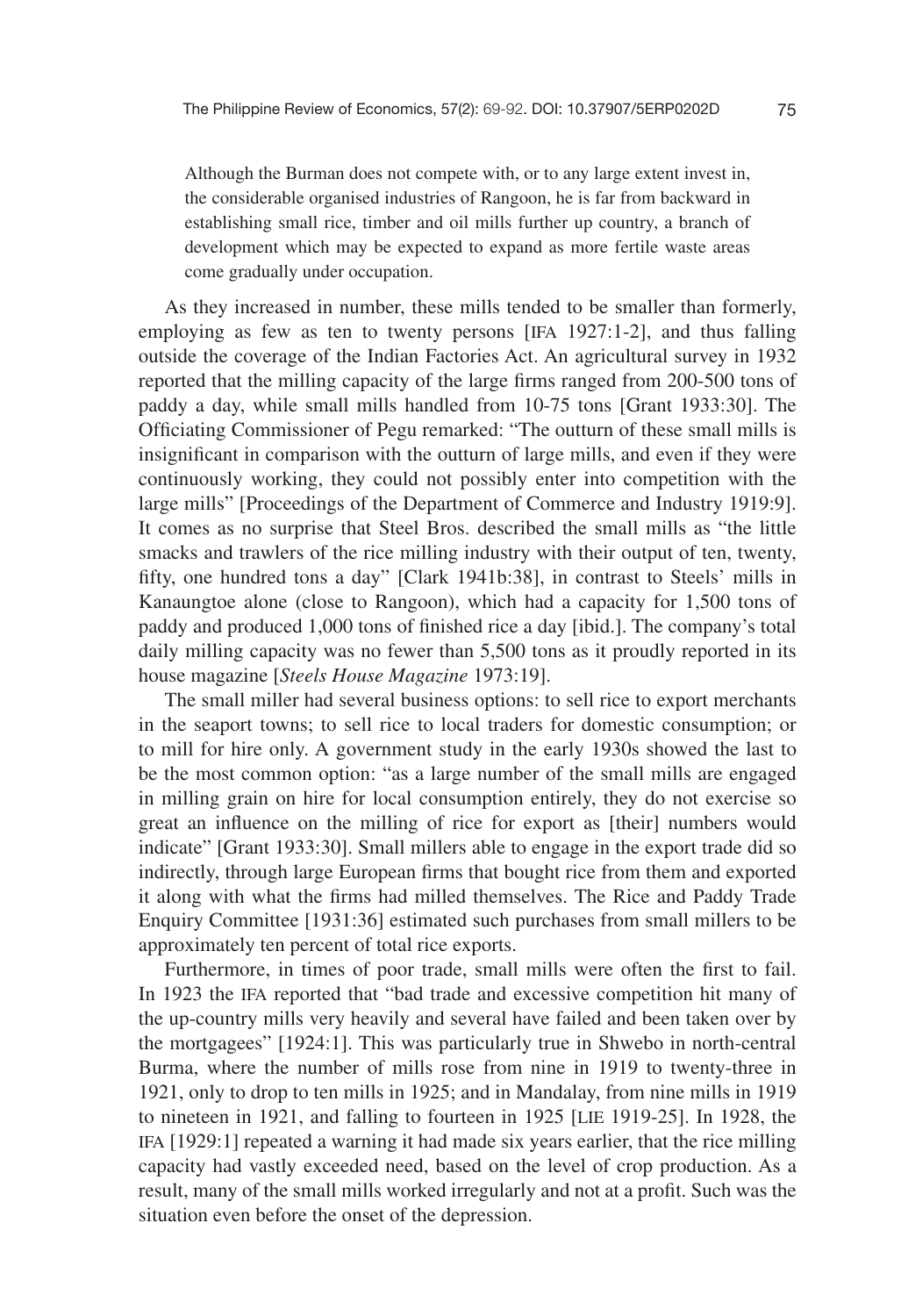> Although the Burman does not compete with, or to any large extent invest in, the considerable organised industries of Rangoon, he is far from backward in establishing small rice, timber and oil mills further up country, a branch of development which may be expected to expand as more fertile waste areas come gradually under occupation.

As they increased in number, these mills tended to be smaller than formerly, employing as few as ten to twenty persons [IFA 1927:1-2], and thus falling outside the coverage of the Indian Factories Act. An agricultural survey in 1932 reported that the milling capacity of the large firms ranged from 200-500 tons of paddy a day, while small mills handled from 10-75 tons [Grant 1933:30]. The Officiating Commissioner of Pegu remarked: "The outturn of these small mills is insignificant in comparison with the outturn of large mills, and even if they were continuously working, they could not possibly enter into competition with the large mills" [Proceedings of the Department of Commerce and Industry 1919:9]. It comes as no surprise that Steel Bros. described the small mills as "the little smacks and trawlers of the rice milling industry with their output of ten, twenty, fifty, one hundred tons a day" [Clark 1941b:38], in contrast to Steels' mills in Kanaungtoe alone (close to Rangoon), which had a capacity for 1,500 tons of paddy and produced 1,000 tons of finished rice a day [ibid.]. The company's total daily milling capacity was no fewer than 5,500 tons as it proudly reported in its house magazine [*Steels House Magazine* 1973:19].

The small miller had several business options: to sell rice to export merchants in the seaport towns; to sell rice to local traders for domestic consumption; or to mill for hire only. A government study in the early 1930s showed the last to be the most common option: "as a large number of the small mills are engaged in milling grain on hire for local consumption entirely, they do not exercise so great an influence on the milling of rice for export as [their] numbers would indicate" [Grant 1933:30]. Small millers able to engage in the export trade did so indirectly, through large European firms that bought rice from them and exported it along with what the firms had milled themselves. The Rice and Paddy Trade Enquiry Committee [1931:36] estimated such purchases from small millers to be approximately ten percent of total rice exports.

Furthermore, in times of poor trade, small mills were often the first to fail. In 1923 the IFA reported that "bad trade and excessive competition hit many of the up-country mills very heavily and several have failed and been taken over by the mortgagees" [1924:1]. This was particularly true in Shwebo in north-central Burma, where the number of mills rose from nine in 1919 to twenty-three in 1921, only to drop to ten mills in 1925; and in Mandalay, from nine mills in 1919 to nineteen in 1921, and falling to fourteen in 1925 [LIE 1919-25]. In 1928, the IFA [1929:1] repeated a warning it had made six years earlier, that the rice milling capacity had vastly exceeded need, based on the level of crop production. As a result, many of the small mills worked irregularly and not at a profit. Such was the situation even before the onset of the depression.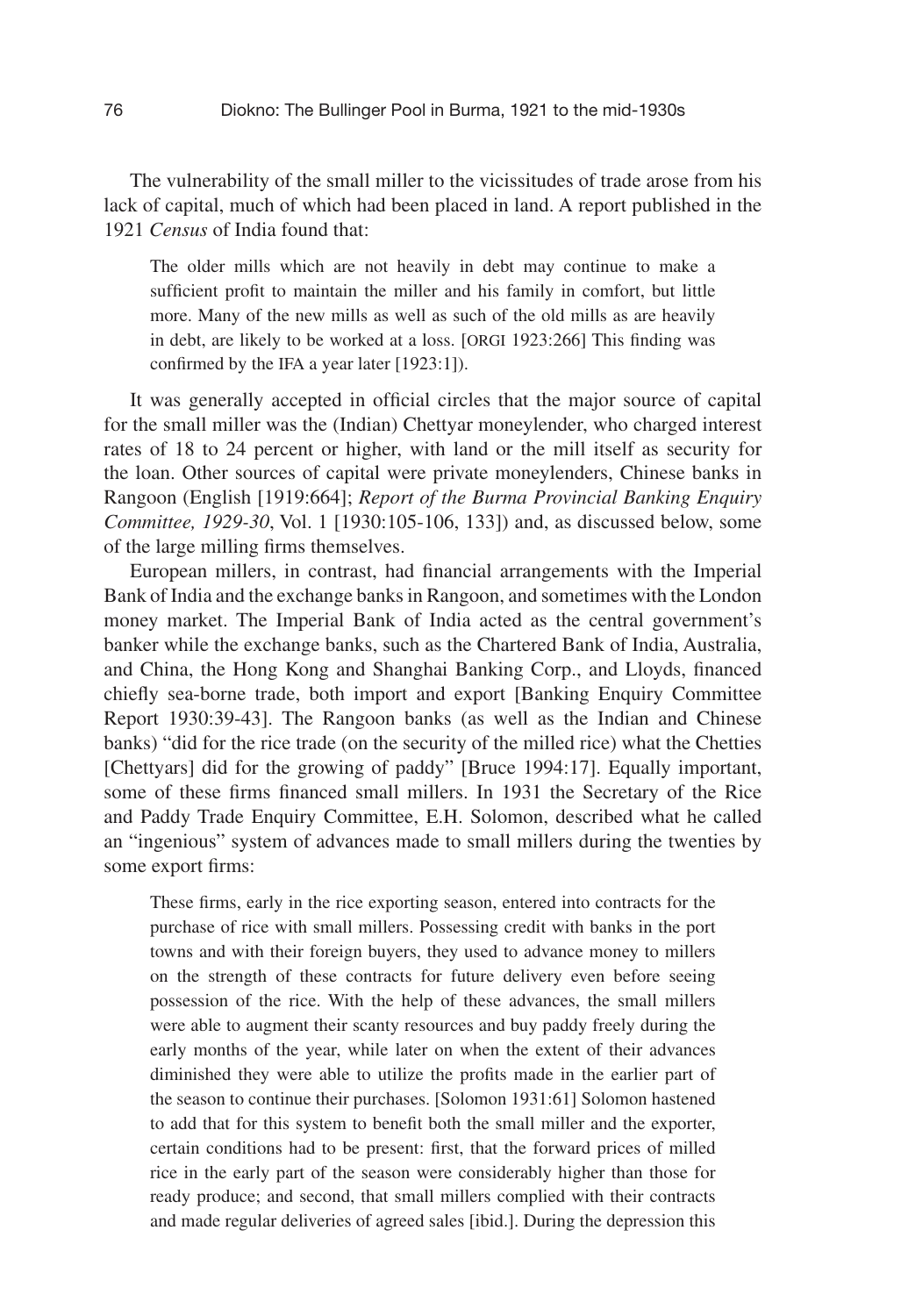The vulnerability of the small miller to the vicissitudes of trade arose from his lack of capital, much of which had been placed in land. A report published in the 1921 *Census* of India found that:

> The older mills which are not heavily in debt may continue to make a sufficient profit to maintain the miller and his family in comfort, but little more. Many of the new mills as well as such of the old mills as are heavily in debt, are likely to be worked at a loss. [ORGI 1923:266] This finding was confirmed by the IFA a year later [1923:1]).

It was generally accepted in official circles that the major source of capital for the small miller was the (Indian) Chettyar moneylender, who charged interest rates of 18 to 24 percent or higher, with land or the mill itself as security for the loan. Other sources of capital were private moneylenders, Chinese banks in Rangoon (English [1919:664]; *Report of the Burma Provincial Banking Enquiry Committee, 1929-30*, Vol. 1 [1930:105-106, 133]) and, as discussed below, some of the large milling firms themselves.

European millers, in contrast, had financial arrangements with the Imperial Bank of India and the exchange banks in Rangoon, and sometimes with the London money market. The Imperial Bank of India acted as the central government's banker while the exchange banks, such as the Chartered Bank of India, Australia, and China, the Hong Kong and Shanghai Banking Corp., and Lloyds, financed chiefly sea-borne trade, both import and export [Banking Enquiry Committee Report 1930:39-43]. The Rangoon banks (as well as the Indian and Chinese banks) "did for the rice trade (on the security of the milled rice) what the Chetties [Chettyars] did for the growing of paddy" [Bruce 1994:17]. Equally important, some of these firms financed small millers. In 1931 the Secretary of the Rice and Paddy Trade Enquiry Committee, E.H. Solomon, described what he called an "ingenious" system of advances made to small millers during the twenties by some export firms:

> These firms, early in the rice exporting season, entered into contracts for the purchase of rice with small millers. Possessing credit with banks in the port towns and with their foreign buyers, they used to advance money to millers on the strength of these contracts for future delivery even before seeing possession of the rice. With the help of these advances, the small millers were able to augment their scanty resources and buy paddy freely during the early months of the year, while later on when the extent of their advances diminished they were able to utilize the profits made in the earlier part of the season to continue their purchases. [Solomon 1931:61] Solomon hastened to add that for this system to benefit both the small miller and the exporter, certain conditions had to be present: first, that the forward prices of milled rice in the early part of the season were considerably higher than those for ready produce; and second, that small millers complied with their contracts and made regular deliveries of agreed sales [ibid.]. During the depression this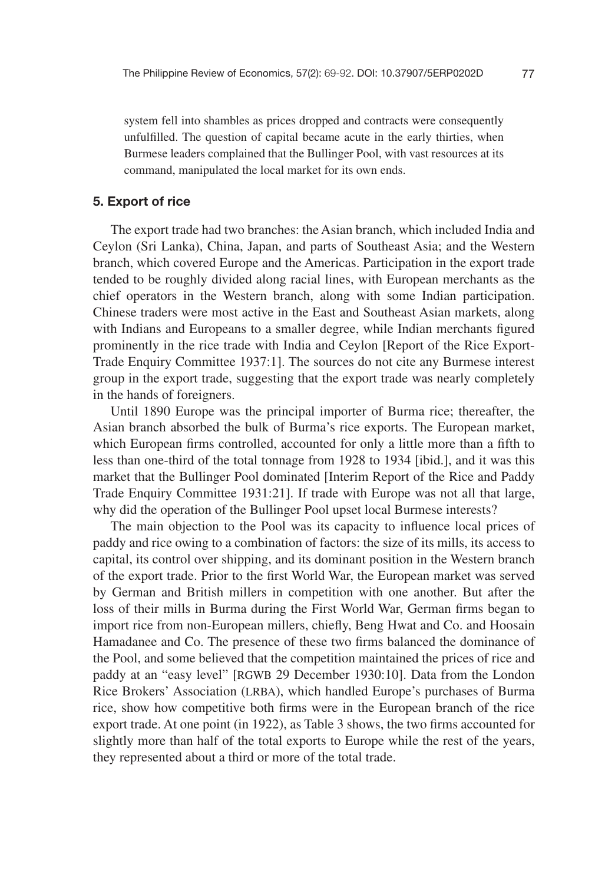system fell into shambles as prices dropped and contracts were consequently unfulfilled. The question of capital became acute in the early thirties, when Burmese leaders complained that the Bullinger Pool, with vast resources at its command, manipulated the local market for its own ends.

## 5. Export of rice

The export trade had two branches: the Asian branch, which included India and Ceylon (Sri Lanka), China, Japan, and parts of Southeast Asia; and the Western branch, which covered Europe and the Americas. Participation in the export trade tended to be roughly divided along racial lines, with European merchants as the chief operators in the Western branch, along with some Indian participation. Chinese traders were most active in the East and Southeast Asian markets, along with Indians and Europeans to a smaller degree, while Indian merchants figured prominently in the rice trade with India and Ceylon [Report of the Rice Export-Trade Enquiry Committee 1937:1]. The sources do not cite any Burmese interest group in the export trade, suggesting that the export trade was nearly completely in the hands of foreigners.

Until 1890 Europe was the principal importer of Burma rice; thereafter, the Asian branch absorbed the bulk of Burma's rice exports. The European market, which European firms controlled, accounted for only a little more than a fifth to less than one-third of the total tonnage from 1928 to 1934 [ibid.], and it was this market that the Bullinger Pool dominated [Interim Report of the Rice and Paddy Trade Enquiry Committee 1931:21]. If trade with Europe was not all that large, why did the operation of the Bullinger Pool upset local Burmese interests?

The main objection to the Pool was its capacity to influence local prices of paddy and rice owing to a combination of factors: the size of its mills, its access to capital, its control over shipping, and its dominant position in the Western branch of the export trade. Prior to the first World War, the European market was served by German and British millers in competition with one another. But after the loss of their mills in Burma during the First World War, German firms began to import rice from non-European millers, chiefly, Beng Hwat and Co. and Hoosain Hamadanee and Co. The presence of these two firms balanced the dominance of the Pool, and some believed that the competition maintained the prices of rice and paddy at an "easy level" [RGWB 29 December 1930:10]. Data from the London Rice Brokers' Association (LRBA), which handled Europe's purchases of Burma rice, show how competitive both firms were in the European branch of the rice export trade. At one point (in 1922), as Table 3 shows, the two firms accounted for slightly more than half of the total exports to Europe while the rest of the years, they represented about a third or more of the total trade.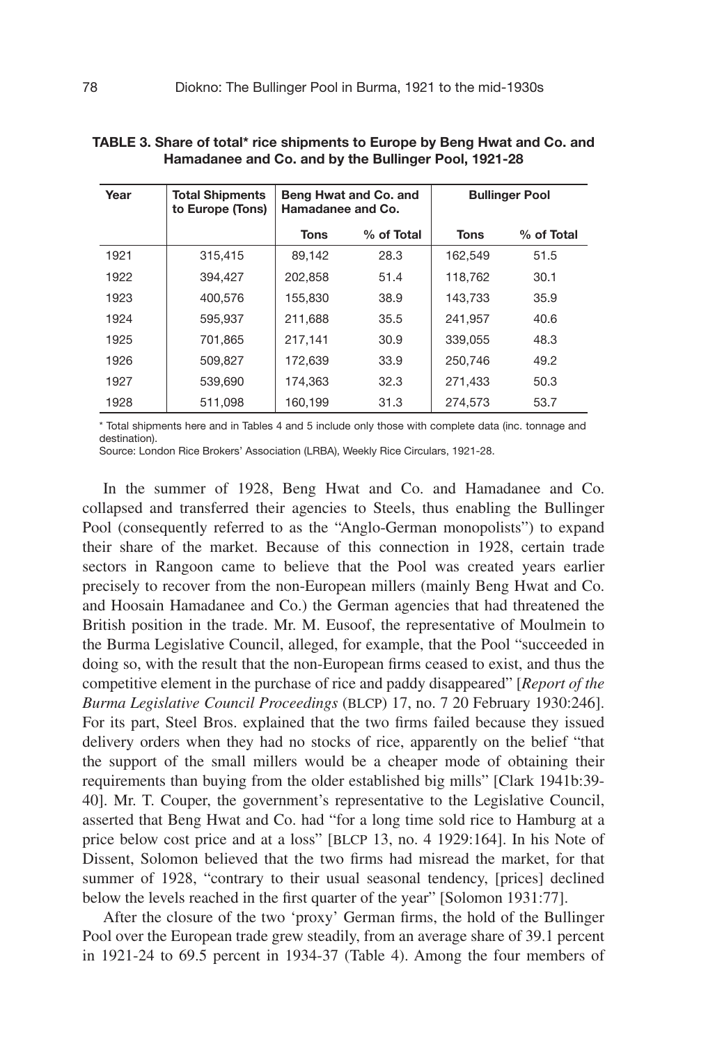**TABLE 3. Share of total* rice shipments to Europe by Beng Hwat and Co. and Hamadanee and Co. and by the Bullinger Pool, 1921-28**

| Year | Total Shipments to Europe (Tons) | Beng Hwat and Co. and Hamadanee and Co. | | Bullinger Pool | |
|---|---|---|---|---|---|
| | | Tons | % of Total | Tons | % of Total |
| 1921 | 315,415 | 89,142 | 28.3 | 162,549 | 51.5 |
| 1922 | 394,427 | 202,858 | 51.4 | 118,762 | 30.1 |
| 1923 | 400,576 | 155,830 | 38.9 | 143,733 | 35.9 |
| 1924 | 595,937 | 211,688 | 35.5 | 241,957 | 40.6 |
| 1925 | 701,865 | 217,141 | 30.9 | 339,055 | 48.3 |
| 1926 | 509,827 | 172,639 | 33.9 | 250,746 | 49.2 |
| 1927 | 539,690 | 174,363 | 32.3 | 271,433 | 50.3 |
| 1928 | 511,098 | 160,199 | 31.3 | 274,573 | 53.7 |

* Total shipments here and in Tables 4 and 5 include only those with complete data (inc. tonnage and destination).

Source: London Rice Brokers' Association (LRBA), Weekly Rice Circulars, 1921-28.

In the summer of 1928, Beng Hwat and Co. and Hamadanee and Co. collapsed and transferred their agencies to Steels, thus enabling the Bullinger Pool (consequently referred to as the "Anglo-German monopolists") to expand their share of the market. Because of this connection in 1928, certain trade sectors in Rangoon came to believe that the Pool was created years earlier precisely to recover from the non-European millers (mainly Beng Hwat and Co. and Hoosain Hamadanee and Co.) the German agencies that had threatened the British position in the trade. Mr. M. Eusoof, the representative of Moulmein to the Burma Legislative Council, alleged, for example, that the Pool "succeeded in doing so, with the result that the non-European firms ceased to exist, and thus the competitive element in the purchase of rice and paddy disappeared" [*Report of the Burma Legislative Council Proceedings* (BLCP) 17, no. 7 20 February 1930:246]. For its part, Steel Bros. explained that the two firms failed because they issued delivery orders when they had no stocks of rice, apparently on the belief "that the support of the small millers would be a cheaper mode of obtaining their requirements than buying from the older established big mills" [Clark 1941b:39-40]. Mr. T. Couper, the government's representative to the Legislative Council, asserted that Beng Hwat and Co. had "for a long time sold rice to Hamburg at a price below cost price and at a loss" [BLCP 13, no. 4 1929:164]. In his Note of Dissent, Solomon believed that the two firms had misread the market, for that summer of 1928, "contrary to their usual seasonal tendency, [prices] declined below the levels reached in the first quarter of the year" [Solomon 1931:77].

After the closure of the two 'proxy' German firms, the hold of the Bullinger Pool over the European trade grew steadily, from an average share of 39.1 percent in 1921-24 to 69.5 percent in 1934-37 (Table 4). Among the four members of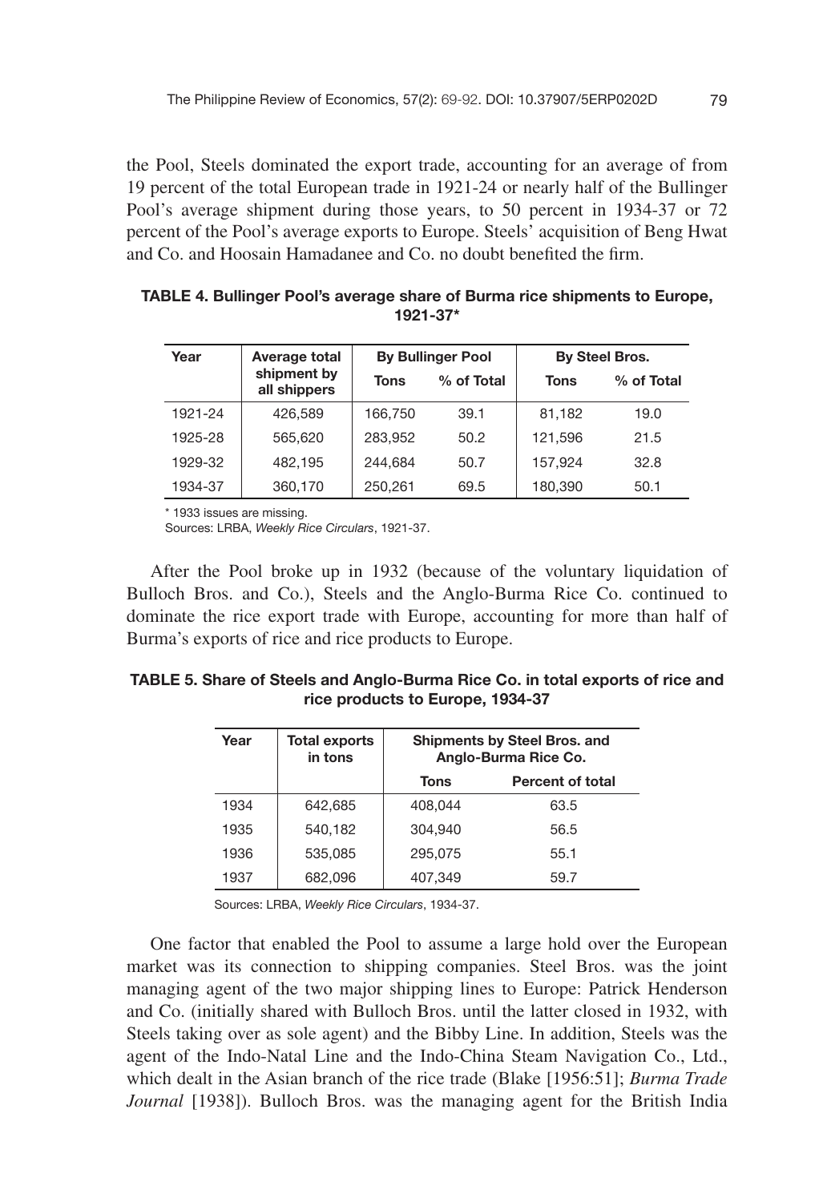the Pool, Steels dominated the export trade, accounting for an average of from 19 percent of the total European trade in 1921-24 or nearly half of the Bullinger Pool's average shipment during those years, to 50 percent in 1934-37 or 72 percent of the Pool's average exports to Europe. Steels' acquisition of Beng Hwat and Co. and Hoosain Hamadanee and Co. no doubt benefited the firm.

**TABLE 4. Bullinger Pool's average share of Burma rice shipments to Europe, 1921-37***

| Year | Average total shipment by all shippers | By Bullinger Pool | | By Steel Bros. | |
|---|---|---|---|---|---|
| | | Tons | % of Total | Tons | % of Total |
| 1921-24 | 426,589 | 166,750 | 39.1 | 81,182 | 19.0 |
| 1925-28 | 565,620 | 283,952 | 50.2 | 121,596 | 21.5 |
| 1929-32 | 482,195 | 244,684 | 50.7 | 157,924 | 32.8 |
| 1934-37 | 360,170 | 250,261 | 69.5 | 180,390 | 50.1 |

\* 1933 issues are missing.

Sources: LRBA, *Weekly Rice Circulars*, 1921-37.

After the Pool broke up in 1932 (because of the voluntary liquidation of Bulloch Bros. and Co.), Steels and the Anglo-Burma Rice Co. continued to dominate the rice export trade with Europe, accounting for more than half of Burma's exports of rice and rice products to Europe.

**TABLE 5. Share of Steels and Anglo-Burma Rice Co. in total exports of rice and rice products to Europe, 1934-37**

| Year | Total exports in tons | Shipments by Steel Bros. and Anglo-Burma Rice Co. | |
|---|---|---|---|
| | | Tons | Percent of total |
| 1934 | 642,685 | 408,044 | 63.5 |
| 1935 | 540,182 | 304,940 | 56.5 |
| 1936 | 535,085 | 295,075 | 55.1 |
| 1937 | 682,096 | 407,349 | 59.7 |

Sources: LRBA, *Weekly Rice Circulars*, 1934-37.

One factor that enabled the Pool to assume a large hold over the European market was its connection to shipping companies. Steel Bros. was the joint managing agent of the two major shipping lines to Europe: Patrick Henderson and Co. (initially shared with Bulloch Bros. until the latter closed in 1932, with Steels taking over as sole agent) and the Bibby Line. In addition, Steels was the agent of the Indo-Natal Line and the Indo-China Steam Navigation Co., Ltd., which dealt in the Asian branch of the rice trade (Blake [1956:51]; *Burma Trade Journal* [1938]). Bulloch Bros. was the managing agent for the British India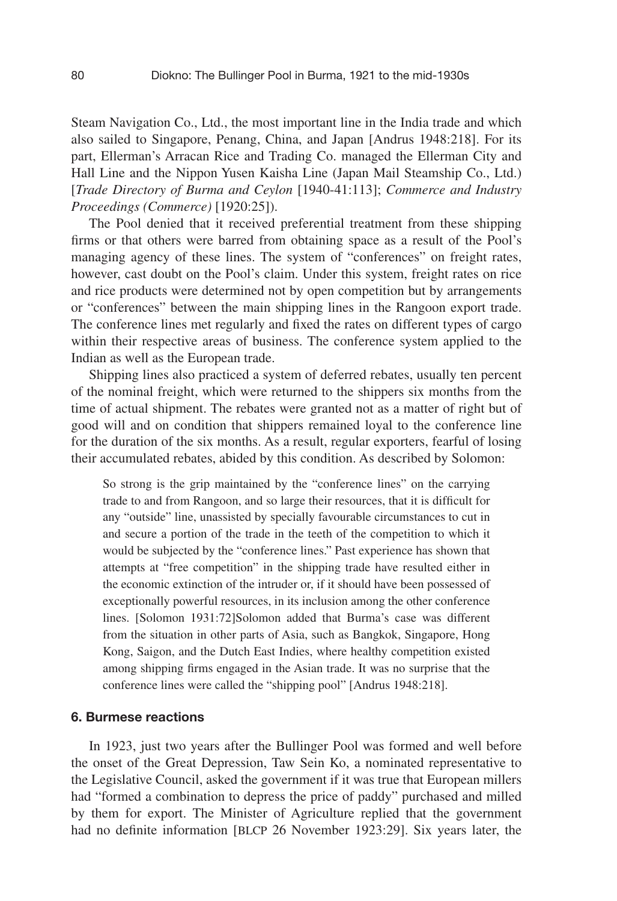Steam Navigation Co., Ltd., the most important line in the India trade and which also sailed to Singapore, Penang, China, and Japan [Andrus 1948:218]. For its part, Ellerman's Arracan Rice and Trading Co. managed the Ellerman City and Hall Line and the Nippon Yusen Kaisha Line (Japan Mail Steamship Co., Ltd.) [*Trade Directory of Burma and Ceylon* [1940-41:113]; *Commerce and Industry Proceedings (Commerce)* [1920:25]).

The Pool denied that it received preferential treatment from these shipping firms or that others were barred from obtaining space as a result of the Pool's managing agency of these lines. The system of "conferences" on freight rates, however, cast doubt on the Pool's claim. Under this system, freight rates on rice and rice products were determined not by open competition but by arrangements or "conferences" between the main shipping lines in the Rangoon export trade. The conference lines met regularly and fixed the rates on different types of cargo within their respective areas of business. The conference system applied to the Indian as well as the European trade.

Shipping lines also practiced a system of deferred rebates, usually ten percent of the nominal freight, which were returned to the shippers six months from the time of actual shipment. The rebates were granted not as a matter of right but of good will and on condition that shippers remained loyal to the conference line for the duration of the six months. As a result, regular exporters, fearful of losing their accumulated rebates, abided by this condition. As described by Solomon:

> So strong is the grip maintained by the "conference lines" on the carrying trade to and from Rangoon, and so large their resources, that it is difficult for any "outside" line, unassisted by specially favourable circumstances to cut in and secure a portion of the trade in the teeth of the competition to which it would be subjected by the "conference lines." Past experience has shown that attempts at "free competition" in the shipping trade have resulted either in the economic extinction of the intruder or, if it should have been possessed of exceptionally powerful resources, in its inclusion among the other conference lines. [Solomon 1931:72]

Solomon added that Burma's case was different from the situation in other parts of Asia, such as Bangkok, Singapore, Hong Kong, Saigon, and the Dutch East Indies, where healthy competition existed among shipping firms engaged in the Asian trade. It was no surprise that the conference lines were called the "shipping pool" [Andrus 1948:218].

### 6. Burmese reactions

In 1923, just two years after the Bullinger Pool was formed and well before the onset of the Great Depression, Taw Sein Ko, a nominated representative to the Legislative Council, asked the government if it was true that European millers had "formed a combination to depress the price of paddy" purchased and milled by them for export. The Minister of Agriculture replied that the government had no definite information [BLCP 26 November 1923:29]. Six years later, the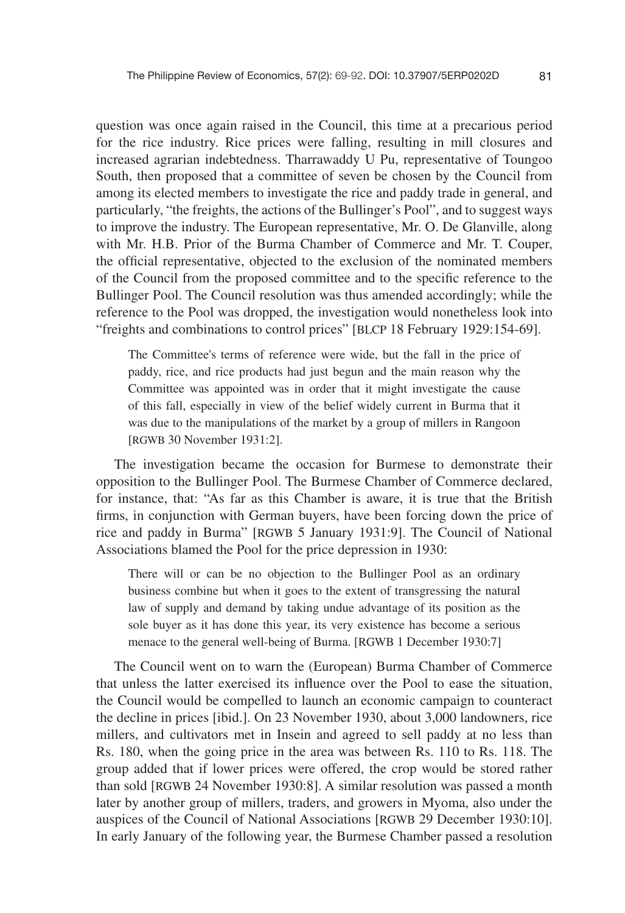question was once again raised in the Council, this time at a precarious period for the rice industry. Rice prices were falling, resulting in mill closures and increased agrarian indebtedness. Tharrawaddy U Pu, representative of Toungoo South, then proposed that a committee of seven be chosen by the Council from among its elected members to investigate the rice and paddy trade in general, and particularly, "the freights, the actions of the Bullinger's Pool", and to suggest ways to improve the industry. The European representative, Mr. O. De Glanville, along with Mr. H.B. Prior of the Burma Chamber of Commerce and Mr. T. Couper, the official representative, objected to the exclusion of the nominated members of the Council from the proposed committee and to the specific reference to the Bullinger Pool. The Council resolution was thus amended accordingly; while the reference to the Pool was dropped, the investigation would nonetheless look into "freights and combinations to control prices" [BLCP 18 February 1929:154-69].

> The Committee's terms of reference were wide, but the fall in the price of paddy, rice, and rice products had just begun and the main reason why the Committee was appointed was in order that it might investigate the cause of this fall, especially in view of the belief widely current in Burma that it was due to the manipulations of the market by a group of millers in Rangoon [RGWB 30 November 1931:2].

The investigation became the occasion for Burmese to demonstrate their opposition to the Bullinger Pool. The Burmese Chamber of Commerce declared, for instance, that: "As far as this Chamber is aware, it is true that the British firms, in conjunction with German buyers, have been forcing down the price of rice and paddy in Burma" [RGWB 5 January 1931:9]. The Council of National Associations blamed the Pool for the price depression in 1930:

> There will or can be no objection to the Bullinger Pool as an ordinary business combine but when it goes to the extent of transgressing the natural law of supply and demand by taking undue advantage of its position as the sole buyer as it has done this year, its very existence has become a serious menace to the general well-being of Burma. [RGWB 1 December 1930:7]

The Council went on to warn the (European) Burma Chamber of Commerce that unless the latter exercised its influence over the Pool to ease the situation, the Council would be compelled to launch an economic campaign to counteract the decline in prices [ibid.]. On 23 November 1930, about 3,000 landowners, rice millers, and cultivators met in Insein and agreed to sell paddy at no less than Rs. 180, when the going price in the area was between Rs. 110 to Rs. 118. The group added that if lower prices were offered, the crop would be stored rather than sold [RGWB 24 November 1930:8]. A similar resolution was passed a month later by another group of millers, traders, and growers in Myoma, also under the auspices of the Council of National Associations [RGWB 29 December 1930:10]. In early January of the following year, the Burmese Chamber passed a resolution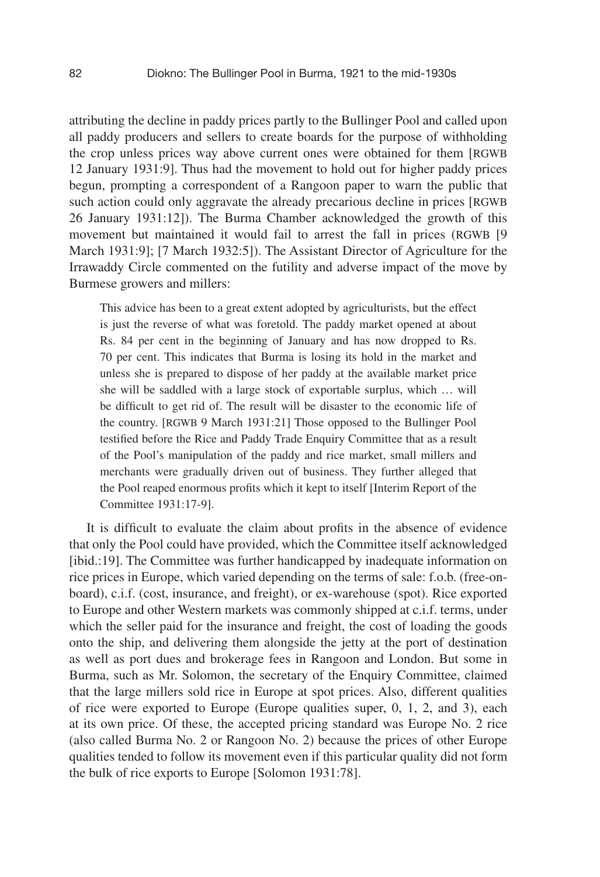attributing the decline in paddy prices partly to the Bullinger Pool and called upon all paddy producers and sellers to create boards for the purpose of withholding the crop unless prices way above current ones were obtained for them [RGWB 12 January 1931:9]. Thus had the movement to hold out for higher paddy prices begun, prompting a correspondent of a Rangoon paper to warn the public that such action could only aggravate the already precarious decline in prices [RGWB 26 January 1931:12]). The Burma Chamber acknowledged the growth of this movement but maintained it would fail to arrest the fall in prices (RGWB [9 March 1931:9]; [7 March 1932:5]). The Assistant Director of Agriculture for the Irrawaddy Circle commented on the futility and adverse impact of the move by Burmese growers and millers:

> This advice has been to a great extent adopted by agriculturists, but the effect is just the reverse of what was foretold. The paddy market opened at about Rs. 84 per cent in the beginning of January and has now dropped to Rs. 70 per cent. This indicates that Burma is losing its hold in the market and unless she is prepared to dispose of her paddy at the available market price she will be saddled with a large stock of exportable surplus, which … will be difficult to get rid of. The result will be disaster to the economic life of the country. [RGWB 9 March 1931:21] Those opposed to the Bullinger Pool testified before the Rice and Paddy Trade Enquiry Committee that as a result of the Pool's manipulation of the paddy and rice market, small millers and merchants were gradually driven out of business. They further alleged that the Pool reaped enormous profits which it kept to itself [Interim Report of the Committee 1931:17-9].

It is difficult to evaluate the claim about profits in the absence of evidence that only the Pool could have provided, which the Committee itself acknowledged [ibid.:19]. The Committee was further handicapped by inadequate information on rice prices in Europe, which varied depending on the terms of sale: f.o.b. (free-on-board), c.i.f. (cost, insurance, and freight), or ex-warehouse (spot). Rice exported to Europe and other Western markets was commonly shipped at c.i.f. terms, under which the seller paid for the insurance and freight, the cost of loading the goods onto the ship, and delivering them alongside the jetty at the port of destination as well as port dues and brokerage fees in Rangoon and London. But some in Burma, such as Mr. Solomon, the secretary of the Enquiry Committee, claimed that the large millers sold rice in Europe at spot prices. Also, different qualities of rice were exported to Europe (Europe qualities super, 0, 1, 2, and 3), each at its own price. Of these, the accepted pricing standard was Europe No. 2 rice (also called Burma No. 2 or Rangoon No. 2) because the prices of other Europe qualities tended to follow its movement even if this particular quality did not form the bulk of rice exports to Europe [Solomon 1931:78].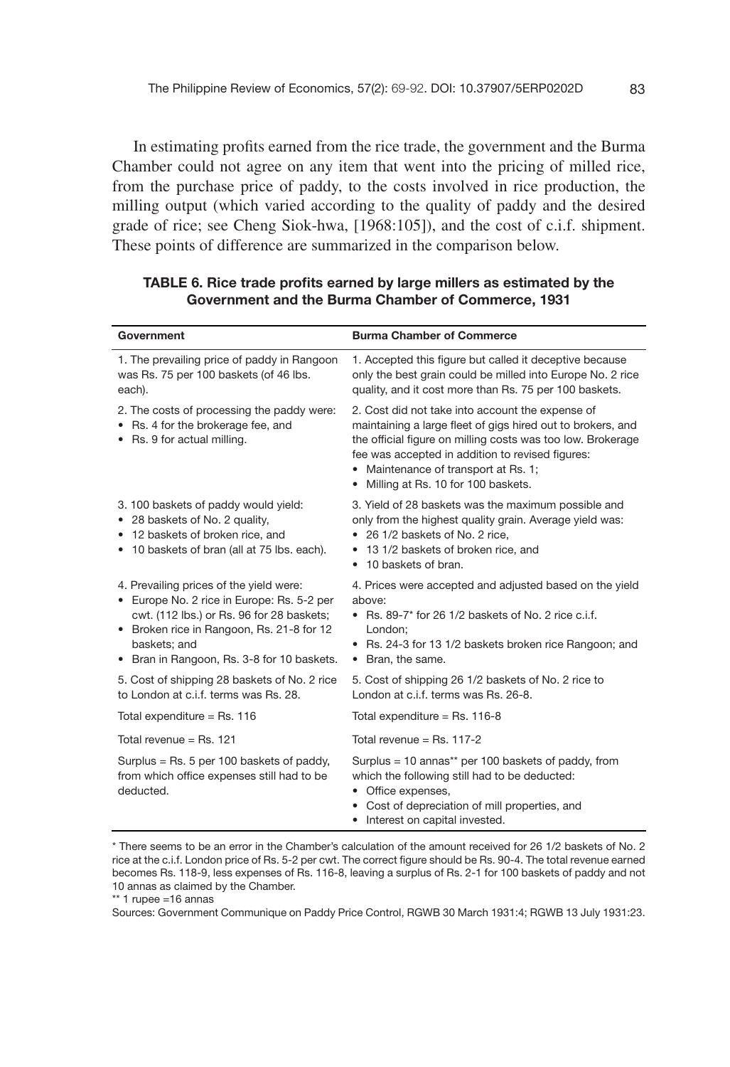In estimating profits earned from the rice trade, the government and the Burma Chamber could not agree on any item that went into the pricing of milled rice, from the purchase price of paddy, to the costs involved in rice production, the milling output (which varied according to the quality of paddy and the desired grade of rice; see Cheng Siok-hwa, [1968:105]), and the cost of c.i.f. shipment. These points of difference are summarized in the comparison below.

**TABLE 6. Rice trade profits earned by large millers as estimated by the Government and the Burma Chamber of Commerce, 1931**

| Government | Burma Chamber of Commerce |
|---|---|
| 1. The prevailing price of paddy in Rangoon was Rs. 75 per 100 baskets (of 46 lbs. each). | 1. Accepted this figure but called it deceptive because only the best grain could be milled into Europe No. 2 rice quality, and it cost more than Rs. 75 per 100 baskets. |
| 2. The costs of processing the paddy were: • Rs. 4 for the brokerage fee, and • Rs. 9 for actual milling. | 2. Cost did not take into account the expense of maintaining a large fleet of gigs hired out to brokers, and the official figure on milling costs was too low. Brokerage fee was accepted in addition to revised figures: • Maintenance of transport at Rs. 1; • Milling at Rs. 10 for 100 baskets. |
| 3. 100 baskets of paddy would yield: • 28 baskets of No. 2 quality, • 12 baskets of broken rice, and • 10 baskets of bran (all at 75 lbs. each). | 3. Yield of 28 baskets was the maximum possible and only from the highest quality grain. Average yield was: • 26 1/2 baskets of No. 2 rice, • 13 1/2 baskets of broken rice, and • 10 baskets of bran. |
| 4. Prevailing prices of the yield were: • Europe No. 2 rice in Europe: Rs. 5-2 per cwt. (112 lbs.) or Rs. 96 for 28 baskets; • Broken rice in Rangoon, Rs. 21-8 for 12 baskets; and • Bran in Rangoon, Rs. 3-8 for 10 baskets. | 4. Prices were accepted and adjusted based on the yield above: • Rs. 89-7* for 26 1/2 baskets of No. 2 rice c.i.f. London; • Rs. 24-3 for 13 1/2 baskets broken rice Rangoon; and • Bran, the same. |
| 5. Cost of shipping 28 baskets of No. 2 rice to London at c.i.f. terms was Rs. 28. | 5. Cost of shipping 26 1/2 baskets of No. 2 rice to London at c.i.f. terms was Rs. 26-8. |
| Total expenditure = Rs. 116 | Total expenditure = Rs. 116-8 |
| Total revenue = Rs. 121 | Total revenue = Rs. 117-2 |
| Surplus = Rs. 5 per 100 baskets of paddy, from which office expenses still had to be deducted. | Surplus = 10 annas** per 100 baskets of paddy, from which the following still had to be deducted: • Office expenses, • Cost of depreciation of mill properties, and • Interest on capital invested. |

\* There seems to be an error in the Chamber's calculation of the amount received for 26 1/2 baskets of No. 2 rice at the c.i.f. London price of Rs. 5-2 per cwt. The correct figure should be Rs. 90-4. The total revenue earned becomes Rs. 118-9, less expenses of Rs. 116-8, leaving a surplus of Rs. 2-1 for 100 baskets of paddy and not 10 annas as claimed by the Chamber.

\*\* 1 rupee =16 annas

Sources: Government Communique on Paddy Price Control, RGWB 30 March 1931:4; RGWB 13 July 1931:23.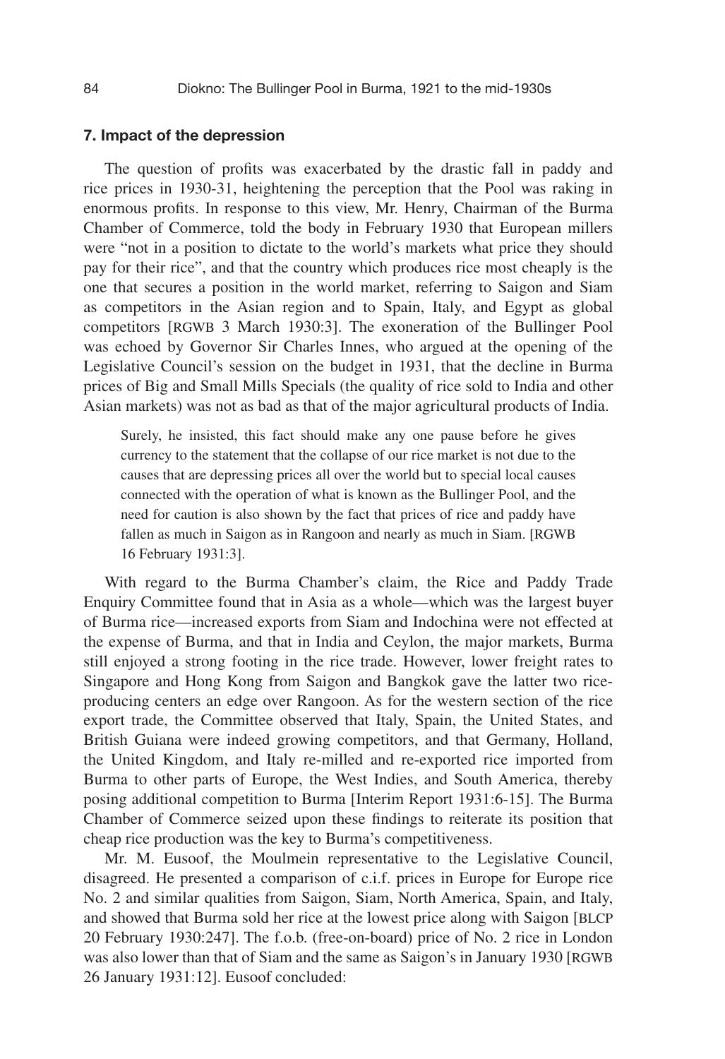### 7. Impact of the depression

The question of profits was exacerbated by the drastic fall in paddy and rice prices in 1930-31, heightening the perception that the Pool was raking in enormous profits. In response to this view, Mr. Henry, Chairman of the Burma Chamber of Commerce, told the body in February 1930 that European millers were "not in a position to dictate to the world's markets what price they should pay for their rice", and that the country which produces rice most cheaply is the one that secures a position in the world market, referring to Saigon and Siam as competitors in the Asian region and to Spain, Italy, and Egypt as global competitors [RGWB 3 March 1930:3]. The exoneration of the Bullinger Pool was echoed by Governor Sir Charles Innes, who argued at the opening of the Legislative Council's session on the budget in 1931, that the decline in Burma prices of Big and Small Mills Specials (the quality of rice sold to India and other Asian markets) was not as bad as that of the major agricultural products of India.

> Surely, he insisted, this fact should make any one pause before he gives currency to the statement that the collapse of our rice market is not due to the causes that are depressing prices all over the world but to special local causes connected with the operation of what is known as the Bullinger Pool, and the need for caution is also shown by the fact that prices of rice and paddy have fallen as much in Saigon as in Rangoon and nearly as much in Siam. [RGWB 16 February 1931:3].

With regard to the Burma Chamber's claim, the Rice and Paddy Trade Enquiry Committee found that in Asia as a whole—which was the largest buyer of Burma rice—increased exports from Siam and Indochina were not effected at the expense of Burma, and that in India and Ceylon, the major markets, Burma still enjoyed a strong footing in the rice trade. However, lower freight rates to Singapore and Hong Kong from Saigon and Bangkok gave the latter two rice-producing centers an edge over Rangoon. As for the western section of the rice export trade, the Committee observed that Italy, Spain, the United States, and British Guiana were indeed growing competitors, and that Germany, Holland, the United Kingdom, and Italy re-milled and re-exported rice imported from Burma to other parts of Europe, the West Indies, and South America, thereby posing additional competition to Burma [Interim Report 1931:6-15]. The Burma Chamber of Commerce seized upon these findings to reiterate its position that cheap rice production was the key to Burma's competitiveness.

Mr. M. Eusoof, the Moulmein representative to the Legislative Council, disagreed. He presented a comparison of c.i.f. prices in Europe for Europe rice No. 2 and similar qualities from Saigon, Siam, North America, Spain, and Italy, and showed that Burma sold her rice at the lowest price along with Saigon [BLCP 20 February 1930:247]. The f.o.b. (free-on-board) price of No. 2 rice in London was also lower than that of Siam and the same as Saigon's in January 1930 [RGWB 26 January 1931:12]. Eusoof concluded: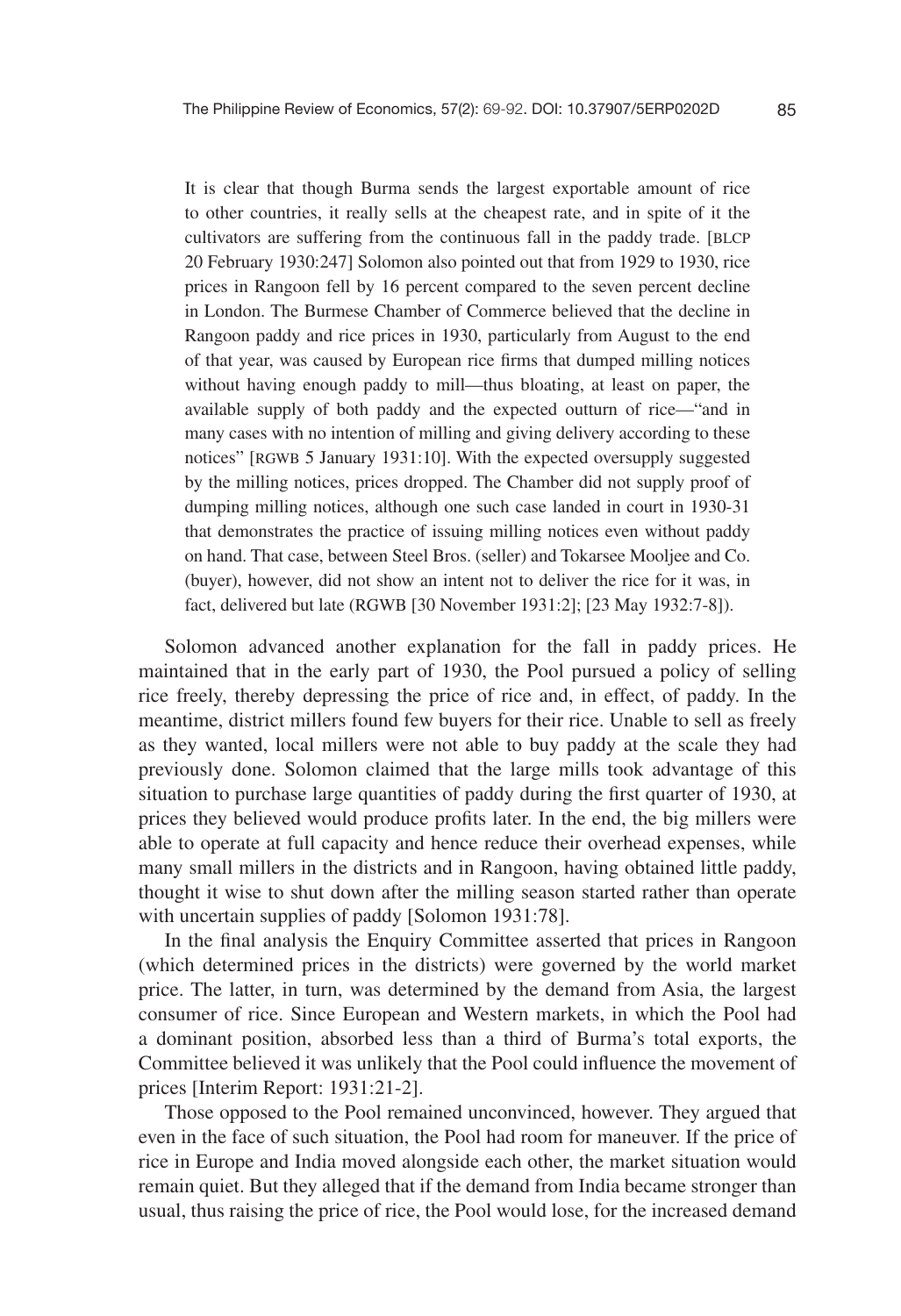> It is clear that though Burma sends the largest exportable amount of rice to other countries, it really sells at the cheapest rate, and in spite of it the cultivators are suffering from the continuous fall in the paddy trade. [BLCP 20 February 1930:247] Solomon also pointed out that from 1929 to 1930, rice prices in Rangoon fell by 16 percent compared to the seven percent decline in London. The Burmese Chamber of Commerce believed that the decline in Rangoon paddy and rice prices in 1930, particularly from August to the end of that year, was caused by European rice firms that dumped milling notices without having enough paddy to mill—thus bloating, at least on paper, the available supply of both paddy and the expected outturn of rice—"and in many cases with no intention of milling and giving delivery according to these notices" [RGWB 5 January 1931:10]. With the expected oversupply suggested by the milling notices, prices dropped. The Chamber did not supply proof of dumping milling notices, although one such case landed in court in 1930-31 that demonstrates the practice of issuing milling notices even without paddy on hand. That case, between Steel Bros. (seller) and Tokarsee Mooljee and Co. (buyer), however, did not show an intent not to deliver the rice for it was, in fact, delivered but late (RGWB [30 November 1931:2]; [23 May 1932:7-8]).

Solomon advanced another explanation for the fall in paddy prices. He maintained that in the early part of 1930, the Pool pursued a policy of selling rice freely, thereby depressing the price of rice and, in effect, of paddy. In the meantime, district millers found few buyers for their rice. Unable to sell as freely as they wanted, local millers were not able to buy paddy at the scale they had previously done. Solomon claimed that the large mills took advantage of this situation to purchase large quantities of paddy during the first quarter of 1930, at prices they believed would produce profits later. In the end, the big millers were able to operate at full capacity and hence reduce their overhead expenses, while many small millers in the districts and in Rangoon, having obtained little paddy, thought it wise to shut down after the milling season started rather than operate with uncertain supplies of paddy [Solomon 1931:78].

In the final analysis the Enquiry Committee asserted that prices in Rangoon (which determined prices in the districts) were governed by the world market price. The latter, in turn, was determined by the demand from Asia, the largest consumer of rice. Since European and Western markets, in which the Pool had a dominant position, absorbed less than a third of Burma's total exports, the Committee believed it was unlikely that the Pool could influence the movement of prices [Interim Report: 1931:21-2].

Those opposed to the Pool remained unconvinced, however. They argued that even in the face of such situation, the Pool had room for maneuver. If the price of rice in Europe and India moved alongside each other, the market situation would remain quiet. But they alleged that if the demand from India became stronger than usual, thus raising the price of rice, the Pool would lose, for the increased demand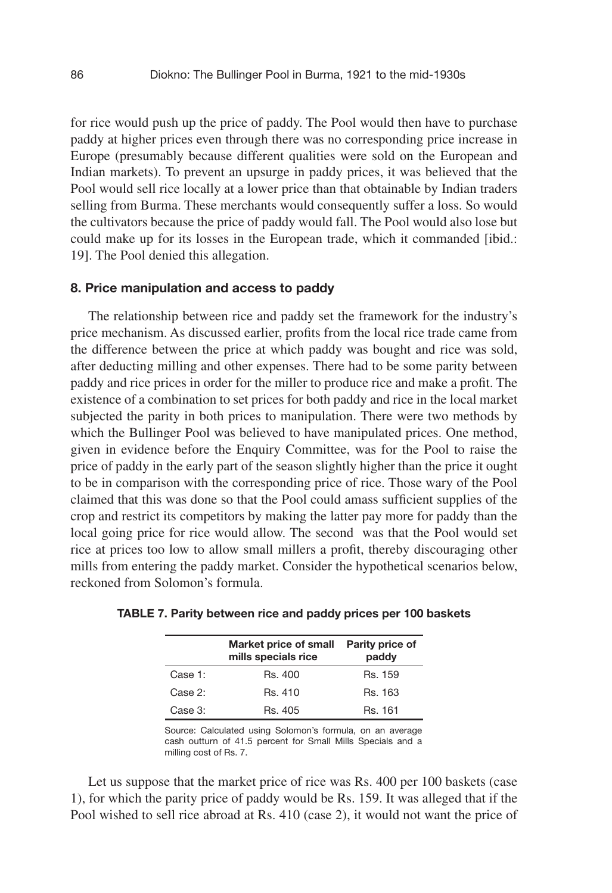for rice would push up the price of paddy. The Pool would then have to purchase paddy at higher prices even through there was no corresponding price increase in Europe (presumably because different qualities were sold on the European and Indian markets). To prevent an upsurge in paddy prices, it was believed that the Pool would sell rice locally at a lower price than that obtainable by Indian traders selling from Burma. These merchants would consequently suffer a loss. So would the cultivators because the price of paddy would fall. The Pool would also lose but could make up for its losses in the European trade, which it commanded [ibid.: 19]. The Pool denied this allegation.

### 8. Price manipulation and access to paddy

The relationship between rice and paddy set the framework for the industry's price mechanism. As discussed earlier, profits from the local rice trade came from the difference between the price at which paddy was bought and rice was sold, after deducting milling and other expenses. There had to be some parity between paddy and rice prices in order for the miller to produce rice and make a profit. The existence of a combination to set prices for both paddy and rice in the local market subjected the parity in both prices to manipulation. There were two methods by which the Bullinger Pool was believed to have manipulated prices. One method, given in evidence before the Enquiry Committee, was for the Pool to raise the price of paddy in the early part of the season slightly higher than the price it ought to be in comparison with the corresponding price of rice. Those wary of the Pool claimed that this was done so that the Pool could amass sufficient supplies of the crop and restrict its competitors by making the latter pay more for paddy than the local going price for rice would allow. The second was that the Pool would set rice at prices too low to allow small millers a profit, thereby discouraging other mills from entering the paddy market. Consider the hypothetical scenarios below, reckoned from Solomon's formula.

**TABLE 7. Parity between rice and paddy prices per 100 baskets**

| | Market price of small mills specials rice | Parity price of paddy |
|---|---|---|
| Case 1: | Rs. 400 | Rs. 159 |
| Case 2: | Rs. 410 | Rs. 163 |
| Case 3: | Rs. 405 | Rs. 161 |

Source: Calculated using Solomon's formula, on an average cash outturn of 41.5 percent for Small Mills Specials and a milling cost of Rs. 7.

Let us suppose that the market price of rice was Rs. 400 per 100 baskets (case 1), for which the parity price of paddy would be Rs. 159. It was alleged that if the Pool wished to sell rice abroad at Rs. 410 (case 2), it would not want the price of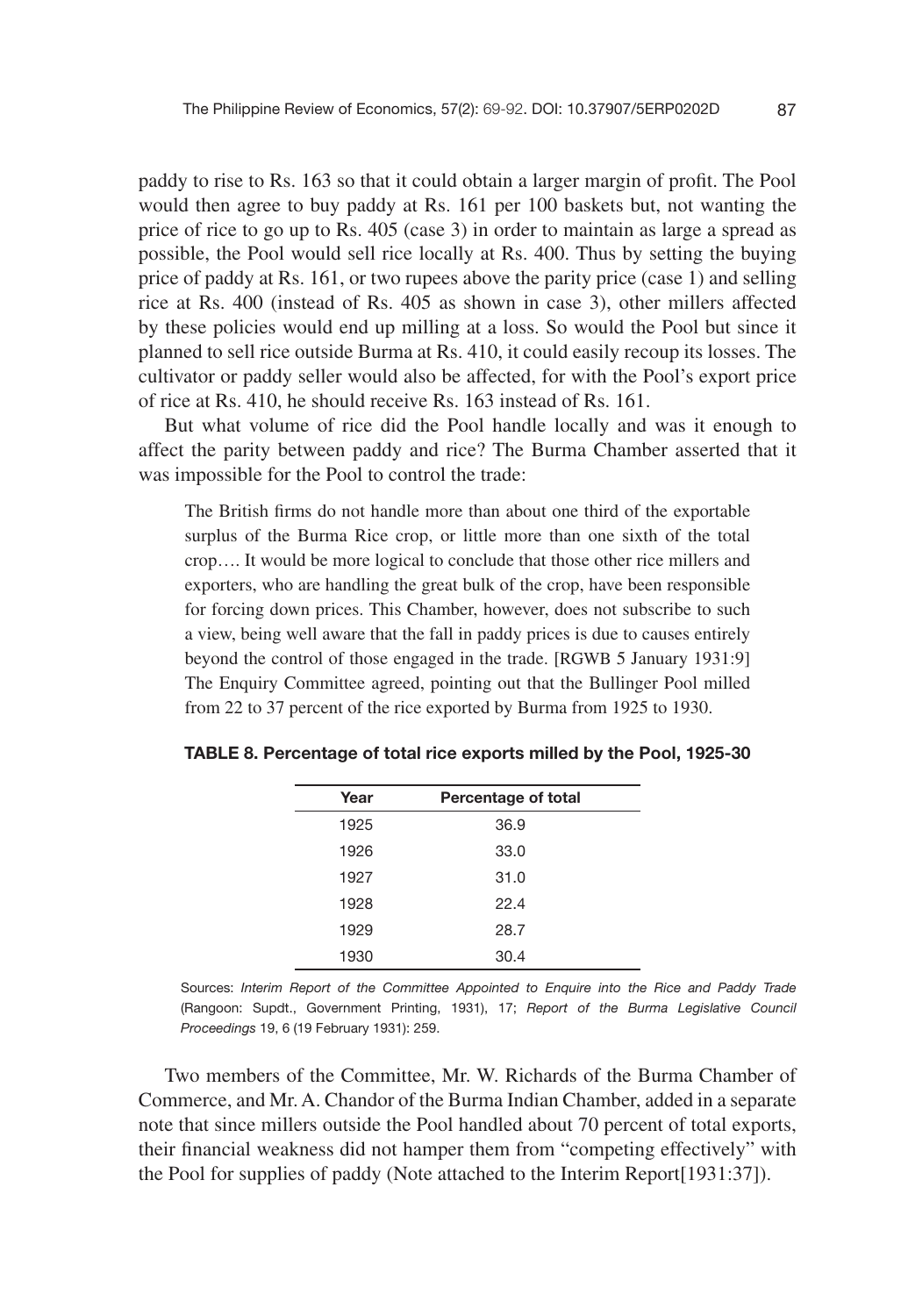paddy to rise to Rs. 163 so that it could obtain a larger margin of profit. The Pool would then agree to buy paddy at Rs. 161 per 100 baskets but, not wanting the price of rice to go up to Rs. 405 (case 3) in order to maintain as large a spread as possible, the Pool would sell rice locally at Rs. 400. Thus by setting the buying price of paddy at Rs. 161, or two rupees above the parity price (case 1) and selling rice at Rs. 400 (instead of Rs. 405 as shown in case 3), other millers affected by these policies would end up milling at a loss. So would the Pool but since it planned to sell rice outside Burma at Rs. 410, it could easily recoup its losses. The cultivator or paddy seller would also be affected, for with the Pool's export price of rice at Rs. 410, he should receive Rs. 163 instead of Rs. 161.

But what volume of rice did the Pool handle locally and was it enough to affect the parity between paddy and rice? The Burma Chamber asserted that it was impossible for the Pool to control the trade:

> The British firms do not handle more than about one third of the exportable surplus of the Burma Rice crop, or little more than one sixth of the total crop…. It would be more logical to conclude that those other rice millers and exporters, who are handling the great bulk of the crop, have been responsible for forcing down prices. This Chamber, however, does not subscribe to such a view, being well aware that the fall in paddy prices is due to causes entirely beyond the control of those engaged in the trade. [RGWB 5 January 1931:9]

The Enquiry Committee agreed, pointing out that the Bullinger Pool milled from 22 to 37 percent of the rice exported by Burma from 1925 to 1930.

**TABLE 8. Percentage of total rice exports milled by the Pool, 1925-30**

| Year | Percentage of total |
|---|---|
| 1925 | 36.9 |
| 1926 | 33.0 |
| 1927 | 31.0 |
| 1928 | 22.4 |
| 1929 | 28.7 |
| 1930 | 30.4 |

Sources: *Interim Report of the Committee Appointed to Enquire into the Rice and Paddy Trade* (Rangoon: Supdt., Government Printing, 1931), 17; *Report of the Burma Legislative Council Proceedings* 19, 6 (19 February 1931): 259.

Two members of the Committee, Mr. W. Richards of the Burma Chamber of Commerce, and Mr. A. Chandor of the Burma Indian Chamber, added in a separate note that since millers outside the Pool handled about 70 percent of total exports, their financial weakness did not hamper them from "competing effectively" with the Pool for supplies of paddy (Note attached to the Interim Report[1931:37]).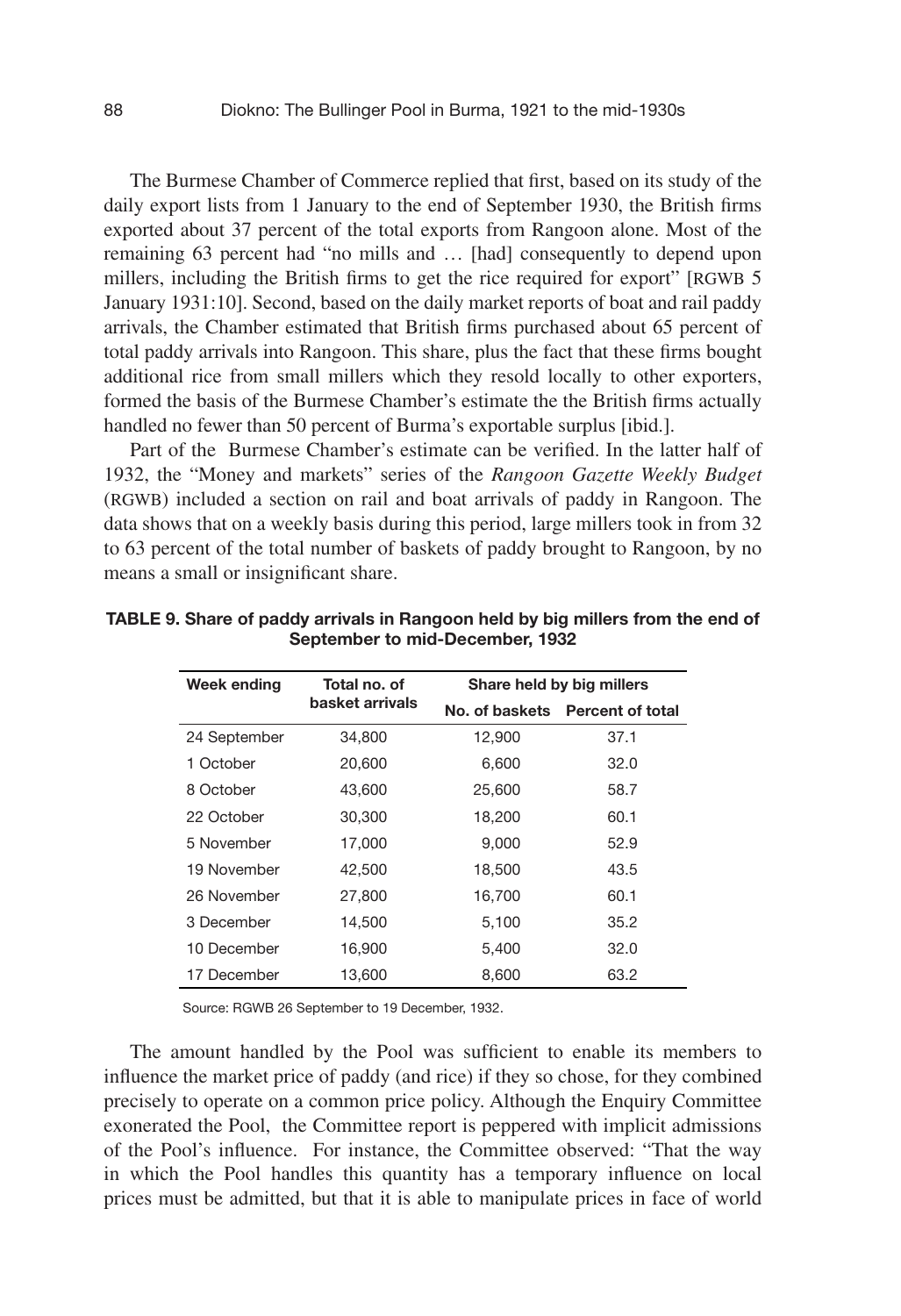The Burmese Chamber of Commerce replied that first, based on its study of the daily export lists from 1 January to the end of September 1930, the British firms exported about 37 percent of the total exports from Rangoon alone. Most of the remaining 63 percent had "no mills and … [had] consequently to depend upon millers, including the British firms to get the rice required for export" [RGWB 5 January 1931:10]. Second, based on the daily market reports of boat and rail paddy arrivals, the Chamber estimated that British firms purchased about 65 percent of total paddy arrivals into Rangoon. This share, plus the fact that these firms bought additional rice from small millers which they resold locally to other exporters, formed the basis of the Burmese Chamber's estimate the the British firms actually handled no fewer than 50 percent of Burma's exportable surplus [ibid.].

Part of the Burmese Chamber's estimate can be verified. In the latter half of 1932, the "Money and markets" series of the *Rangoon Gazette Weekly Budget* (RGWB) included a section on rail and boat arrivals of paddy in Rangoon. The data shows that on a weekly basis during this period, large millers took in from 32 to 63 percent of the total number of baskets of paddy brought to Rangoon, by no means a small or insignificant share.

**TABLE 9. Share of paddy arrivals in Rangoon held by big millers from the end of September to mid-December, 1932**

| Week ending | Total no. of basket arrivals | Share held by big millers | |
|---|---|---|---|
| | | No. of baskets | Percent of total |
| 24 September | 34,800 | 12,900 | 37.1 |
| 1 October | 20,600 | 6,600 | 32.0 |
| 8 October | 43,600 | 25,600 | 58.7 |
| 22 October | 30,300 | 18,200 | 60.1 |
| 5 November | 17,000 | 9,000 | 52.9 |
| 19 November | 42,500 | 18,500 | 43.5 |
| 26 November | 27,800 | 16,700 | 60.1 |
| 3 December | 14,500 | 5,100 | 35.2 |
| 10 December | 16,900 | 5,400 | 32.0 |
| 17 December | 13,600 | 8,600 | 63.2 |

Source: RGWB 26 September to 19 December, 1932.

The amount handled by the Pool was sufficient to enable its members to influence the market price of paddy (and rice) if they so chose, for they combined precisely to operate on a common price policy. Although the Enquiry Committee exonerated the Pool, the Committee report is peppered with implicit admissions of the Pool's influence. For instance, the Committee observed: "That the way in which the Pool handles this quantity has a temporary influence on local prices must be admitted, but that it is able to manipulate prices in face of world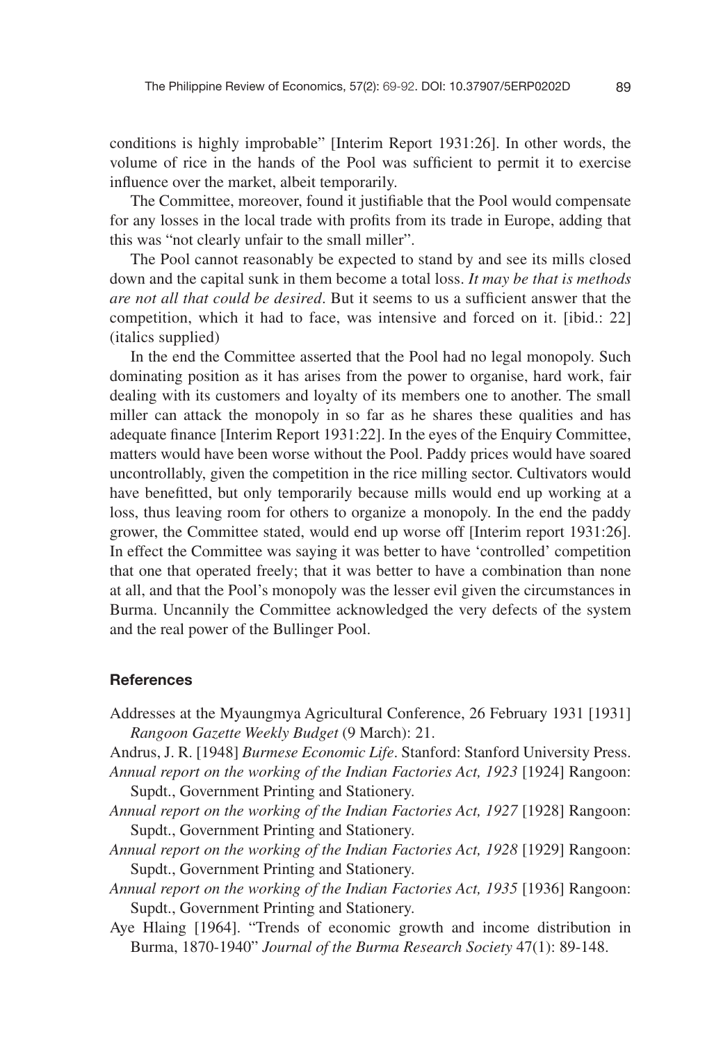conditions is highly improbable" [Interim Report 1931:26]. In other words, the volume of rice in the hands of the Pool was sufficient to permit it to exercise influence over the market, albeit temporarily.

The Committee, moreover, found it justifiable that the Pool would compensate for any losses in the local trade with profits from its trade in Europe, adding that this was "not clearly unfair to the small miller".

The Pool cannot reasonably be expected to stand by and see its mills closed down and the capital sunk in them become a total loss. *It may be that is methods are not all that could be desired*. But it seems to us a sufficient answer that the competition, which it had to face, was intensive and forced on it. [ibid.: 22] (italics supplied)

In the end the Committee asserted that the Pool had no legal monopoly. Such dominating position as it has arises from the power to organise, hard work, fair dealing with its customers and loyalty of its members one to another. The small miller can attack the monopoly in so far as he shares these qualities and has adequate finance [Interim Report 1931:22]. In the eyes of the Enquiry Committee, matters would have been worse without the Pool. Paddy prices would have soared uncontrollably, given the competition in the rice milling sector. Cultivators would have benefitted, but only temporarily because mills would end up working at a loss, thus leaving room for others to organize a monopoly. In the end the paddy grower, the Committee stated, would end up worse off [Interim report 1931:26]. In effect the Committee was saying it was better to have 'controlled' competition that one that operated freely; that it was better to have a combination than none at all, and that the Pool's monopoly was the lesser evil given the circumstances in Burma. Uncannily the Committee acknowledged the very defects of the system and the real power of the Bullinger Pool.

## References

Addresses at the Myaungmya Agricultural Conference, 26 February 1931 [1931] *Rangoon Gazette Weekly Budget* (9 March): 21.

Andrus, J. R. [1948] *Burmese Economic Life*. Stanford: Stanford University Press.

*Annual report on the working of the Indian Factories Act, 1923* [1924] Rangoon: Supdt., Government Printing and Stationery.

*Annual report on the working of the Indian Factories Act, 1927* [1928] Rangoon: Supdt., Government Printing and Stationery.

*Annual report on the working of the Indian Factories Act, 1928* [1929] Rangoon: Supdt., Government Printing and Stationery.

*Annual report on the working of the Indian Factories Act, 1935* [1936] Rangoon: Supdt., Government Printing and Stationery.

Aye Hlaing [1964]. "Trends of economic growth and income distribution in Burma, 1870-1940" *Journal of the Burma Research Society* 47(1): 89-148.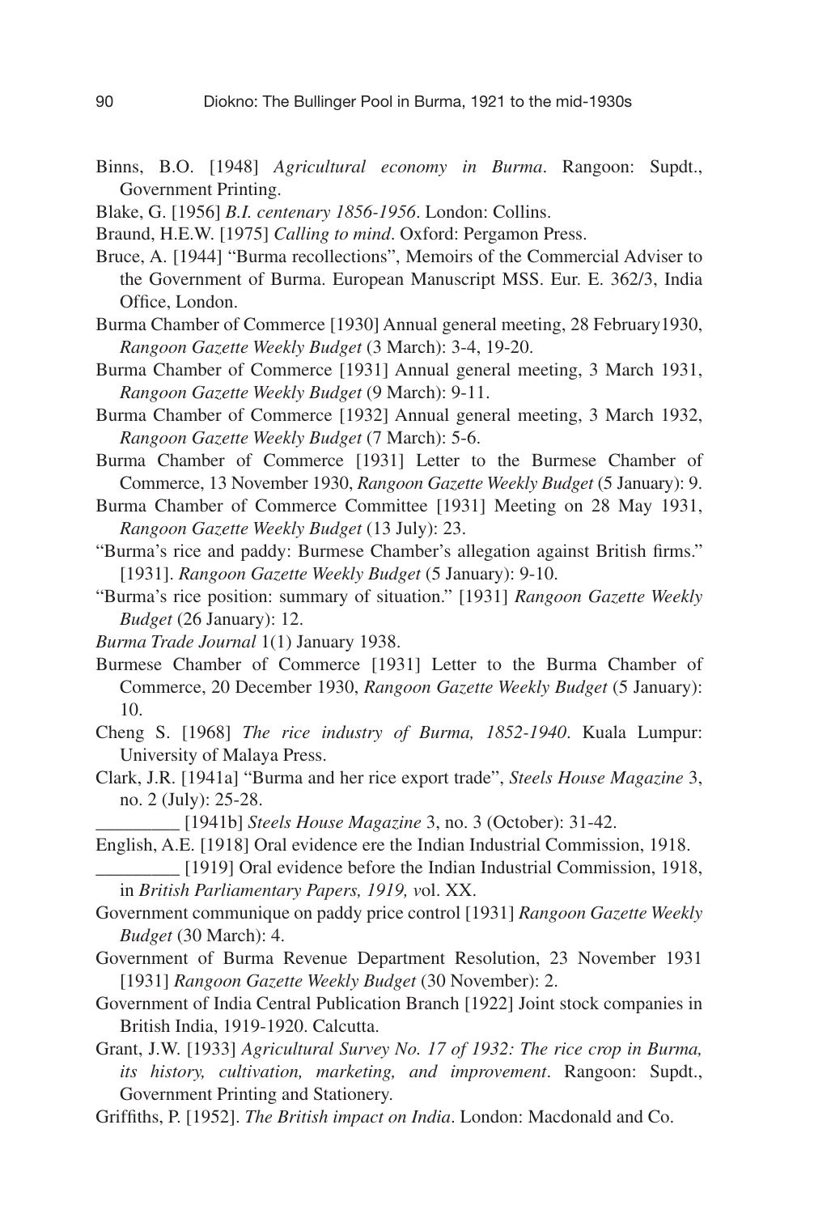Binns, B.O. [1948] *Agricultural economy in Burma*. Rangoon: Supdt., Government Printing.

Blake, G. [1956] *B.I. centenary 1856-1956*. London: Collins.

Braund, H.E.W. [1975] *Calling to mind*. Oxford: Pergamon Press.

Bruce, A. [1944] "Burma recollections", Memoirs of the Commercial Adviser to the Government of Burma. European Manuscript MSS. Eur. E. 362/3, India Office, London.

Burma Chamber of Commerce [1930] Annual general meeting, 28 February1930, *Rangoon Gazette Weekly Budget* (3 March): 3-4, 19-20.

Burma Chamber of Commerce [1931] Annual general meeting, 3 March 1931, *Rangoon Gazette Weekly Budget* (9 March): 9-11.

Burma Chamber of Commerce [1932] Annual general meeting, 3 March 1932, *Rangoon Gazette Weekly Budget* (7 March): 5-6.

Burma Chamber of Commerce [1931] Letter to the Burmese Chamber of Commerce, 13 November 1930, *Rangoon Gazette Weekly Budget* (5 January): 9.

Burma Chamber of Commerce Committee [1931] Meeting on 28 May 1931, *Rangoon Gazette Weekly Budget* (13 July): 23.

"Burma's rice and paddy: Burmese Chamber's allegation against British firms." [1931]. *Rangoon Gazette Weekly Budget* (5 January): 9-10.

"Burma's rice position: summary of situation." [1931] *Rangoon Gazette Weekly Budget* (26 January): 12.

*Burma Trade Journal* 1(1) January 1938.

Burmese Chamber of Commerce [1931] Letter to the Burma Chamber of Commerce, 20 December 1930, *Rangoon Gazette Weekly Budget* (5 January): 10.

Cheng S. [1968] *The rice industry of Burma, 1852-1940*. Kuala Lumpur: University of Malaya Press.

Clark, J.R. [1941a] "Burma and her rice export trade", *Steels House Magazine* 3, no. 2 (July): 25-28.

_________ [1941b] *Steels House Magazine* 3, no. 3 (October): 31-42.

English, A.E. [1918] Oral evidence ere the Indian Industrial Commission, 1918.

_________ [1919] Oral evidence before the Indian Industrial Commission, 1918, in *British Parliamentary Papers, 1919, v*ol. XX.

Government communique on paddy price control [1931] *Rangoon Gazette Weekly Budget* (30 March): 4.

Government of Burma Revenue Department Resolution, 23 November 1931 [1931] *Rangoon Gazette Weekly Budget* (30 November): 2.

Government of India Central Publication Branch [1922] Joint stock companies in British India, 1919-1920. Calcutta.

Grant, J.W. [1933] *Agricultural Survey No. 17 of 1932: The rice crop in Burma, its history, cultivation, marketing, and improvement*. Rangoon: Supdt., Government Printing and Stationery.

Griffiths, P. [1952]. *The British impact on India*. London: Macdonald and Co.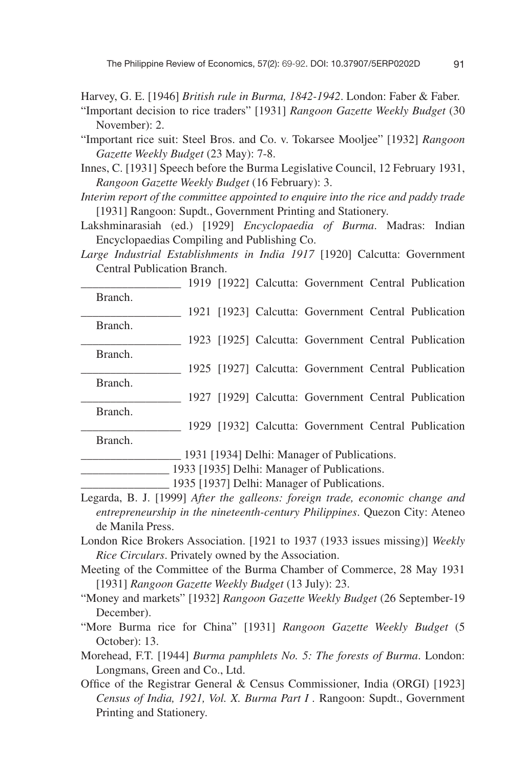Harvey, G. E. [1946] *British rule in Burma, 1842-1942*. London: Faber & Faber.

"Important decision to rice traders" [1931] *Rangoon Gazette Weekly Budget* (30 November): 2.

"Important rice suit: Steel Bros. and Co. v. Tokarsee Mooljee" [1932] *Rangoon Gazette Weekly Budget* (23 May): 7-8.

Innes, C. [1931] Speech before the Burma Legislative Council, 12 February 1931, *Rangoon Gazette Weekly Budget* (16 February): 3.

*Interim report of the committee appointed to enquire into the rice and paddy trade* [1931] Rangoon: Supdt., Government Printing and Stationery.

Lakshminarasiah (ed.) [1929] *Encyclopaedia of Burma*. Madras: Indian Encyclopaedias Compiling and Publishing Co.

*Large Industrial Establishments in India 1917* [1920] Calcutta: Government Central Publication Branch.

_________________ 1919 [1922] Calcutta: Government Central Publication Branch.

_________________ 1921 [1923] Calcutta: Government Central Publication Branch.

_________________ 1923 [1925] Calcutta: Government Central Publication Branch.

_________________ 1925 [1927] Calcutta: Government Central Publication Branch.

_________________ 1927 [1929] Calcutta: Government Central Publication Branch.

_________________ 1929 [1932] Calcutta: Government Central Publication Branch.

_________________ 1931 [1934] Delhi: Manager of Publications.

_______________ 1933 [1935] Delhi: Manager of Publications.

_______________ 1935 [1937] Delhi: Manager of Publications.

Legarda, B. J. [1999] *After the galleons: foreign trade, economic change and entrepreneurship in the nineteenth-century Philippines*. Quezon City: Ateneo de Manila Press.

London Rice Brokers Association. [1921 to 1937 (1933 issues missing)] *Weekly Rice Circulars*. Privately owned by the Association.

Meeting of the Committee of the Burma Chamber of Commerce, 28 May 1931 [1931] *Rangoon Gazette Weekly Budget* (13 July): 23.

"Money and markets" [1932] *Rangoon Gazette Weekly Budget* (26 September-19 December).

"More Burma rice for China" [1931] *Rangoon Gazette Weekly Budget* (5 October): 13.

Morehead, F.T. [1944] *Burma pamphlets No. 5: The forests of Burma*. London: Longmans, Green and Co., Ltd.

Office of the Registrar General & Census Commissioner, India (ORGI) [1923] *Census of India, 1921, Vol. X. Burma Part I* . Rangoon: Supdt., Government Printing and Stationery.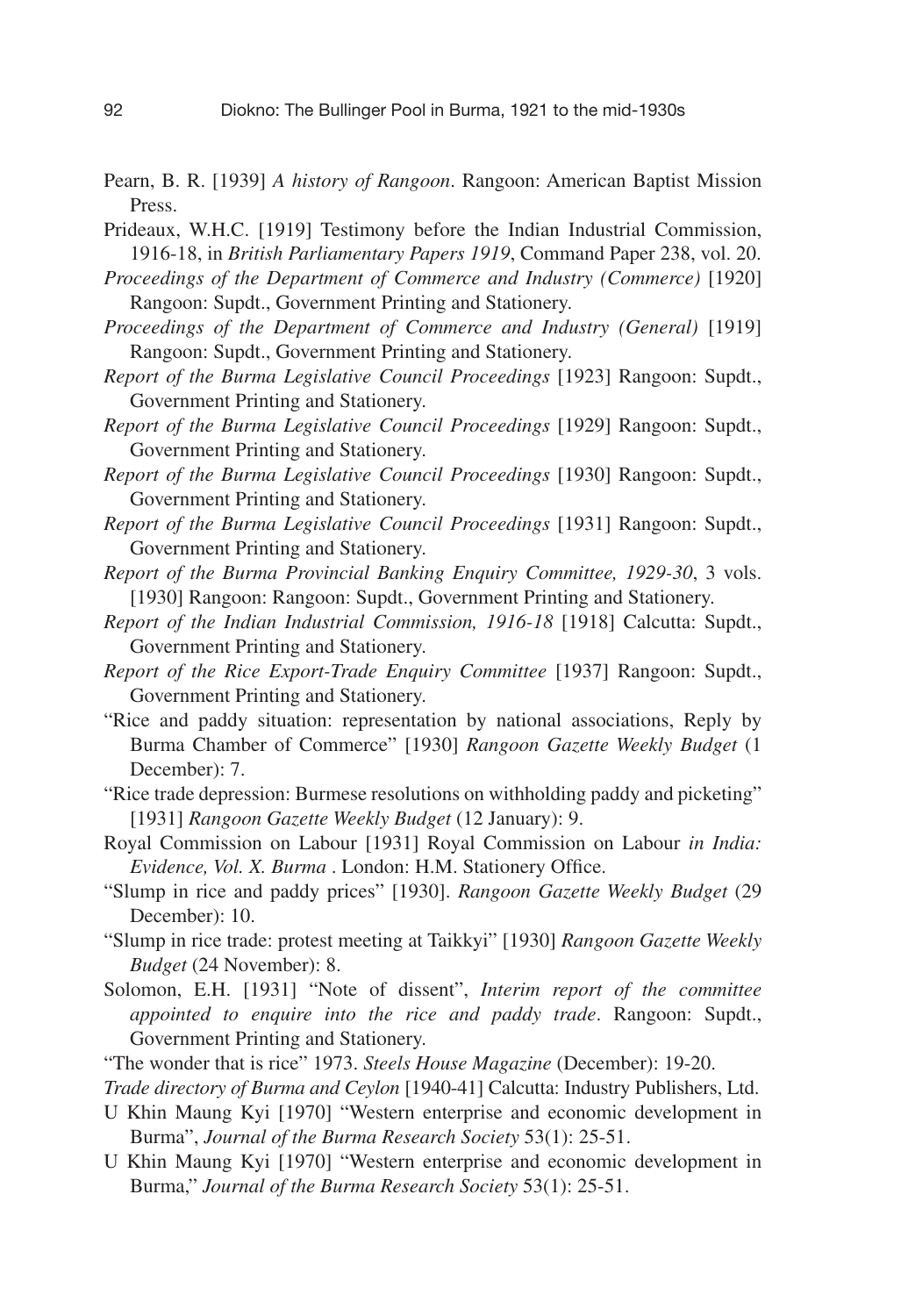Pearn, B. R. [1939] *A history of Rangoon*. Rangoon: American Baptist Mission Press.

Prideaux, W.H.C. [1919] Testimony before the Indian Industrial Commission, 1916-18, in *British Parliamentary Papers 1919*, Command Paper 238, vol. 20.

*Proceedings of the Department of Commerce and Industry (Commerce)* [1920] Rangoon: Supdt., Government Printing and Stationery.

*Proceedings of the Department of Commerce and Industry (General)* [1919] Rangoon: Supdt., Government Printing and Stationery.

*Report of the Burma Legislative Council Proceedings* [1923] Rangoon: Supdt., Government Printing and Stationery.

*Report of the Burma Legislative Council Proceedings* [1929] Rangoon: Supdt., Government Printing and Stationery.

*Report of the Burma Legislative Council Proceedings* [1930] Rangoon: Supdt., Government Printing and Stationery.

*Report of the Burma Legislative Council Proceedings* [1931] Rangoon: Supdt., Government Printing and Stationery.

*Report of the Burma Provincial Banking Enquiry Committee, 1929-30*, 3 vols. [1930] Rangoon: Rangoon: Supdt., Government Printing and Stationery.

*Report of the Indian Industrial Commission, 1916-18* [1918] Calcutta: Supdt., Government Printing and Stationery.

*Report of the Rice Export-Trade Enquiry Committee* [1937] Rangoon: Supdt., Government Printing and Stationery.

"Rice and paddy situation: representation by national associations, Reply by Burma Chamber of Commerce" [1930] *Rangoon Gazette Weekly Budget* (1 December): 7.

"Rice trade depression: Burmese resolutions on withholding paddy and picketing" [1931] *Rangoon Gazette Weekly Budget* (12 January): 9.

Royal Commission on Labour [1931] Royal Commission on Labour *in India: Evidence, Vol. X. Burma* . London: H.M. Stationery Office.

"Slump in rice and paddy prices" [1930]. *Rangoon Gazette Weekly Budget* (29 December): 10.

"Slump in rice trade: protest meeting at Taikkyi" [1930] *Rangoon Gazette Weekly Budget* (24 November): 8.

Solomon, E.H. [1931] "Note of dissent", *Interim report of the committee appointed to enquire into the rice and paddy trade*. Rangoon: Supdt., Government Printing and Stationery.

"The wonder that is rice" 1973. *Steels House Magazine* (December): 19-20.

*Trade directory of Burma and Ceylon* [1940-41] Calcutta: Industry Publishers, Ltd.

U Khin Maung Kyi [1970] "Western enterprise and economic development in Burma", *Journal of the Burma Research Society* 53(1): 25-51.

U Khin Maung Kyi [1970] "Western enterprise and economic development in Burma," *Journal of the Burma Research Society* 53(1): 25-51.